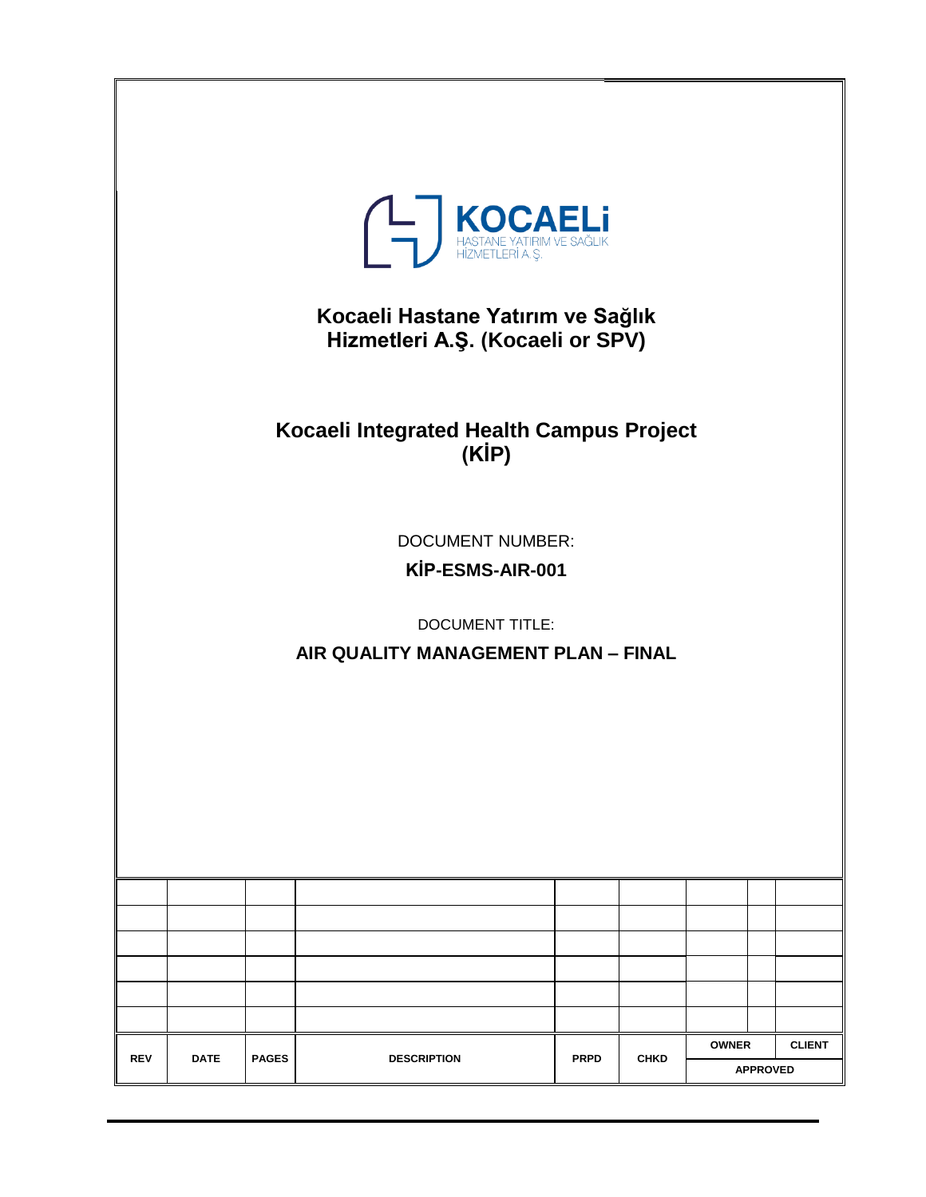KOCAELİ
HASTANE YATIRIM VE SAĞLIK HİZMETLERİ A.Ş.

**Kocaeli Hastane Yatırım ve Sağlık Hizmetleri A.Ş. (Kocaeli or SPV)**

**Kocaeli Integrated Health Campus Project (KİP)**

DOCUMENT NUMBER:

**KİP-ESMS-AIR-001**

DOCUMENT TITLE:

**AIR QUALITY MANAGEMENT PLAN – FINAL**

| | | | | | | | |
|---|---|---|---|---|---|---|---|
| | | | | | | | |
| | | | | | | | |
| | | | | | | | |
| | | | | | | | |
| | | | | | | | |
| | | | | | | | |
| **REV** | **DATE** | **PAGES** | **DESCRIPTION** | **PRPD** | **CHKD** | **OWNER** | **CLIENT** |
| | | | | | | **APPROVED** | |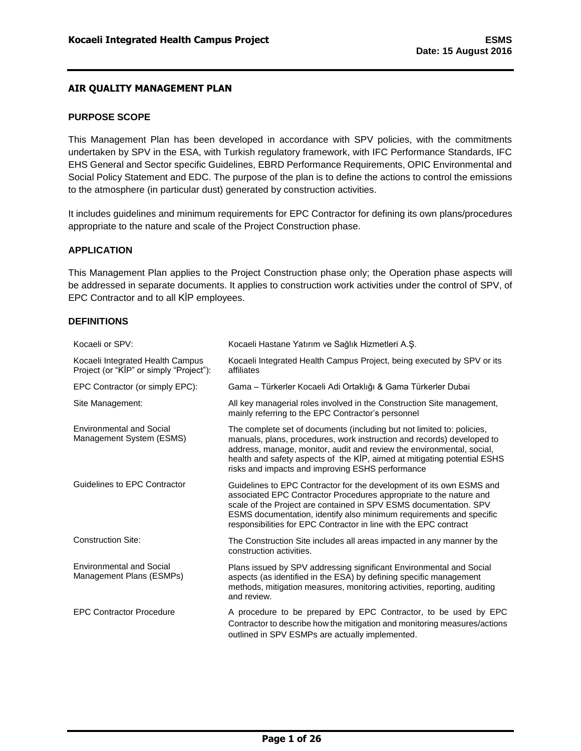## AIR QUALITY MANAGEMENT PLAN

### PURPOSE SCOPE

This Management Plan has been developed in accordance with SPV policies, with the commitments undertaken by SPV in the ESA, with Turkish regulatory framework, with IFC Performance Standards, IFC EHS General and Sector specific Guidelines, EBRD Performance Requirements, OPIC Environmental and Social Policy Statement and EDC. The purpose of the plan is to define the actions to control the emissions to the atmosphere (in particular dust) generated by construction activities.

It includes guidelines and minimum requirements for EPC Contractor for defining its own plans/procedures appropriate to the nature and scale of the Project Construction phase.

### APPLICATION

This Management Plan applies to the Project Construction phase only; the Operation phase aspects will be addressed in separate documents. It applies to construction work activities under the control of SPV, of EPC Contractor and to all KİP employees.

### DEFINITIONS

| | |
|---|---|
| Kocaeli or SPV: | Kocaeli Hastane Yatırım ve Sağlık Hizmetleri A.Ş. |
| Kocaeli Integrated Health Campus Project (or "KİP" or simply "Project"): | Kocaeli Integrated Health Campus Project, being executed by SPV or its affiliates |
| EPC Contractor (or simply EPC): | Gama – Türkerler Kocaeli Adi Ortaklığı & Gama Türkerler Dubai |
| Site Management: | All key managerial roles involved in the Construction Site management, mainly referring to the EPC Contractor's personnel |
| Environmental and Social Management System (ESMS) | The complete set of documents (including but not limited to: policies, manuals, plans, procedures, work instruction and records) developed to address, manage, monitor, audit and review the environmental, social, health and safety aspects of the KİP, aimed at mitigating potential ESHS risks and impacts and improving ESHS performance |
| Guidelines to EPC Contractor | Guidelines to EPC Contractor for the development of its own ESMS and associated EPC Contractor Procedures appropriate to the nature and scale of the Project are contained in SPV ESMS documentation. SPV ESMS documentation, identify also minimum requirements and specific responsibilities for EPC Contractor in line with the EPC contract |
| Construction Site: | The Construction Site includes all areas impacted in any manner by the construction activities. |
| Environmental and Social Management Plans (ESMPs) | Plans issued by SPV addressing significant Environmental and Social aspects (as identified in the ESA) by defining specific management methods, mitigation measures, monitoring activities, reporting, auditing and review. |
| EPC Contractor Procedure | A procedure to be prepared by EPC Contractor, to be used by EPC Contractor to describe how the mitigation and monitoring measures/actions outlined in SPV ESMPs are actually implemented. |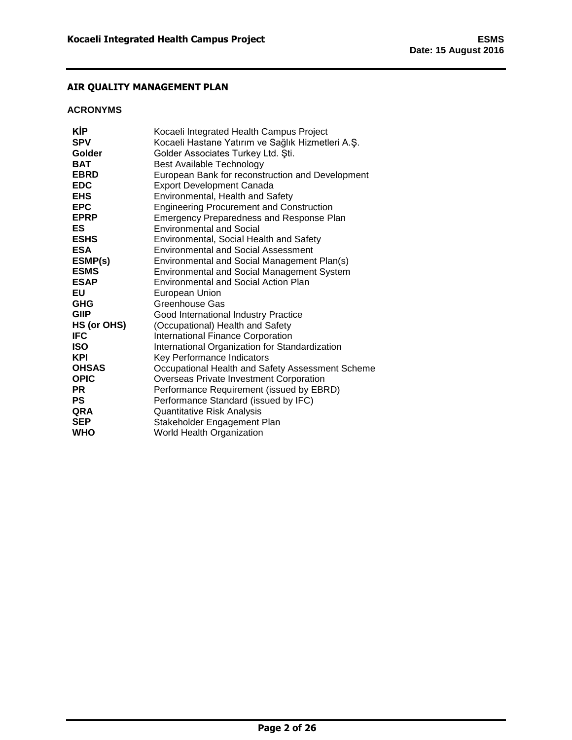## AIR QUALITY MANAGEMENT PLAN

### ACRONYMS

| | |
|---|---|
| **KİP** | Kocaeli Integrated Health Campus Project |
| **SPV** | Kocaeli Hastane Yatırım ve Sağlık Hizmetleri A.Ş. |
| **Golder** | Golder Associates Turkey Ltd. Şti. |
| **BAT** | Best Available Technology |
| **EBRD** | European Bank for reconstruction and Development |
| **EDC** | Export Development Canada |
| **EHS** | Environmental, Health and Safety |
| **EPC** | Engineering Procurement and Construction |
| **EPRP** | Emergency Preparedness and Response Plan |
| **ES** | Environmental and Social |
| **ESHS** | Environmental, Social Health and Safety |
| **ESA** | Environmental and Social Assessment |
| **ESMP(s)** | Environmental and Social Management Plan(s) |
| **ESMS** | Environmental and Social Management System |
| **ESAP** | Environmental and Social Action Plan |
| **EU** | European Union |
| **GHG** | Greenhouse Gas |
| **GIIP** | Good International Industry Practice |
| **HS (or OHS)** | (Occupational) Health and Safety |
| **IFC** | International Finance Corporation |
| **ISO** | International Organization for Standardization |
| **KPI** | Key Performance Indicators |
| **OHSAS** | Occupational Health and Safety Assessment Scheme |
| **OPIC** | Overseas Private Investment Corporation |
| **PR** | Performance Requirement (issued by EBRD) |
| **PS** | Performance Standard (issued by IFC) |
| **QRA** | Quantitative Risk Analysis |
| **SEP** | Stakeholder Engagement Plan |
| **WHO** | World Health Organization |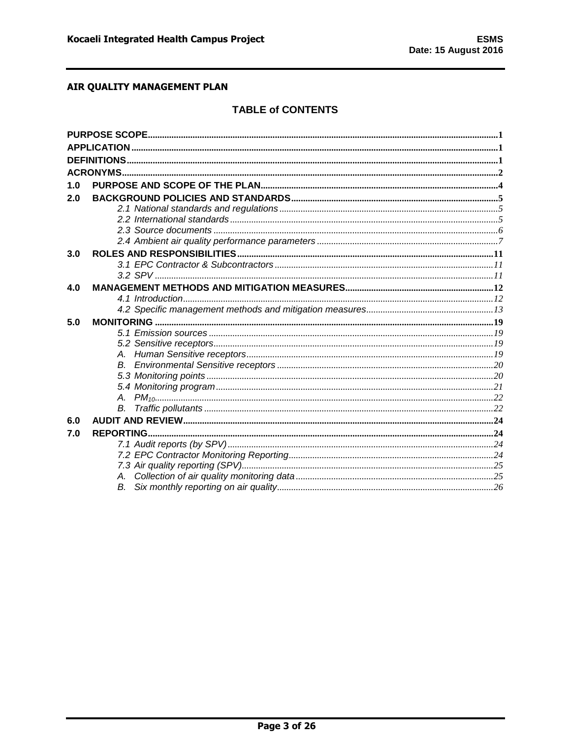**AIR QUALITY MANAGEMENT PLAN**

## TABLE of CONTENTS

**PURPOSE SCOPE** .......... 1
**APPLICATION** .......... 1
**DEFINITIONS** .......... 1
**ACRONYMS** .......... 2

**1.0 PURPOSE AND SCOPE OF THE PLAN** .......... 4

**2.0 BACKGROUND POLICIES AND STANDARDS** .......... 5
- *2.1 National standards and regulations* .......... 5
- *2.2 International standards* .......... 5
- *2.3 Source documents* .......... 6
- *2.4 Ambient air quality performance parameters* .......... 7

**3.0 ROLES AND RESPONSIBILITIES** .......... 11
- *3.1 EPC Contractor & Subcontractors* .......... 11
- *3.2 SPV* .......... 11

**4.0 MANAGEMENT METHODS AND MITIGATION MEASURES** .......... 12
- *4.1 Introduction* .......... 12
- *4.2 Specific management methods and mitigation measures* .......... 13

**5.0 MONITORING** .......... 19
- *5.1 Emission sources* .......... 19
- *5.2 Sensitive receptors* .......... 19
  - *A. Human Sensitive receptors* .......... 19
  - *B. Environmental Sensitive receptors* .......... 20
- *5.3 Monitoring points* .......... 20
- *5.4 Monitoring program* .......... 21
  - *A. $PM_{10}$* .......... 22
  - *B. Traffic pollutants* .......... 22

**6.0 AUDIT AND REVIEW** .......... 24

**7.0 REPORTING** .......... 24
- *7.1 Audit reports (by SPV)* .......... 24
- *7.2 EPC Contractor Monitoring Reporting* .......... 24
- *7.3 Air quality reporting (SPV)* .......... 25
  - *A. Collection of air quality monitoring data* .......... 25
  - *B. Six monthly reporting on air quality* .......... 26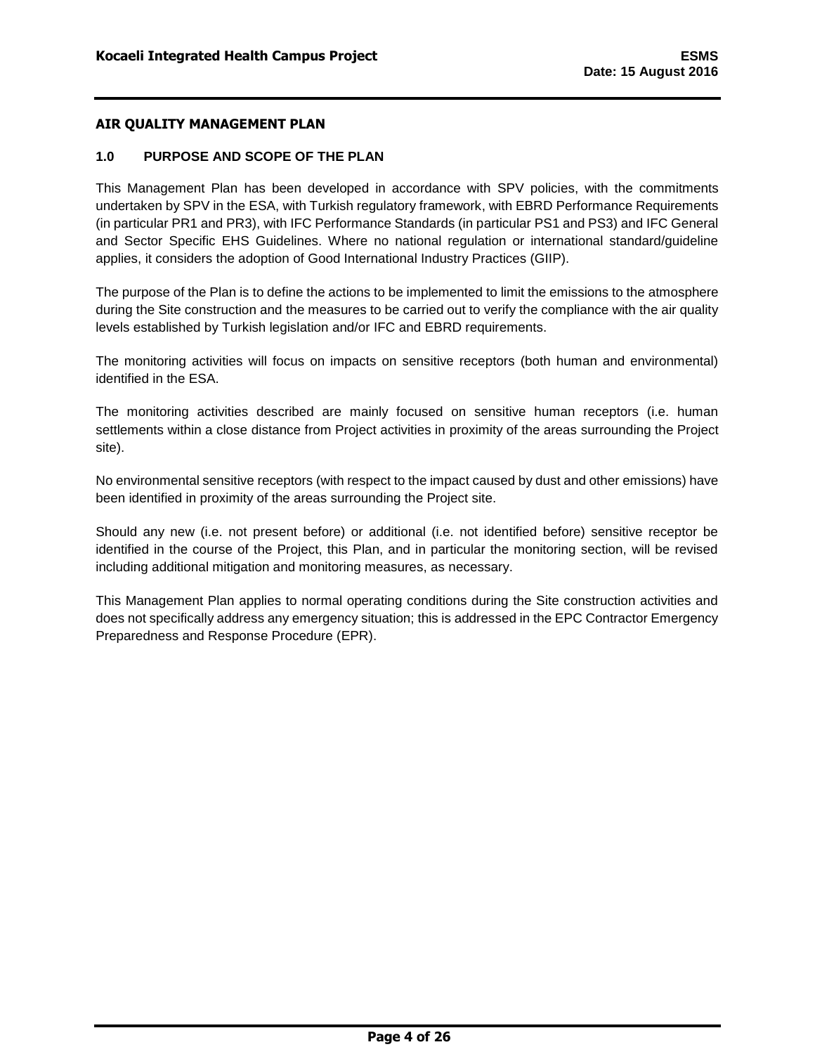**AIR QUALITY MANAGEMENT PLAN**

## 1.0 PURPOSE AND SCOPE OF THE PLAN

This Management Plan has been developed in accordance with SPV policies, with the commitments undertaken by SPV in the ESA, with Turkish regulatory framework, with EBRD Performance Requirements (in particular PR1 and PR3), with IFC Performance Standards (in particular PS1 and PS3) and IFC General and Sector Specific EHS Guidelines. Where no national regulation or international standard/guideline applies, it considers the adoption of Good International Industry Practices (GIIP).

The purpose of the Plan is to define the actions to be implemented to limit the emissions to the atmosphere during the Site construction and the measures to be carried out to verify the compliance with the air quality levels established by Turkish legislation and/or IFC and EBRD requirements.

The monitoring activities will focus on impacts on sensitive receptors (both human and environmental) identified in the ESA.

The monitoring activities described are mainly focused on sensitive human receptors (i.e. human settlements within a close distance from Project activities in proximity of the areas surrounding the Project site).

No environmental sensitive receptors (with respect to the impact caused by dust and other emissions) have been identified in proximity of the areas surrounding the Project site.

Should any new (i.e. not present before) or additional (i.e. not identified before) sensitive receptor be identified in the course of the Project, this Plan, and in particular the monitoring section, will be revised including additional mitigation and monitoring measures, as necessary.

This Management Plan applies to normal operating conditions during the Site construction activities and does not specifically address any emergency situation; this is addressed in the EPC Contractor Emergency Preparedness and Response Procedure (EPR).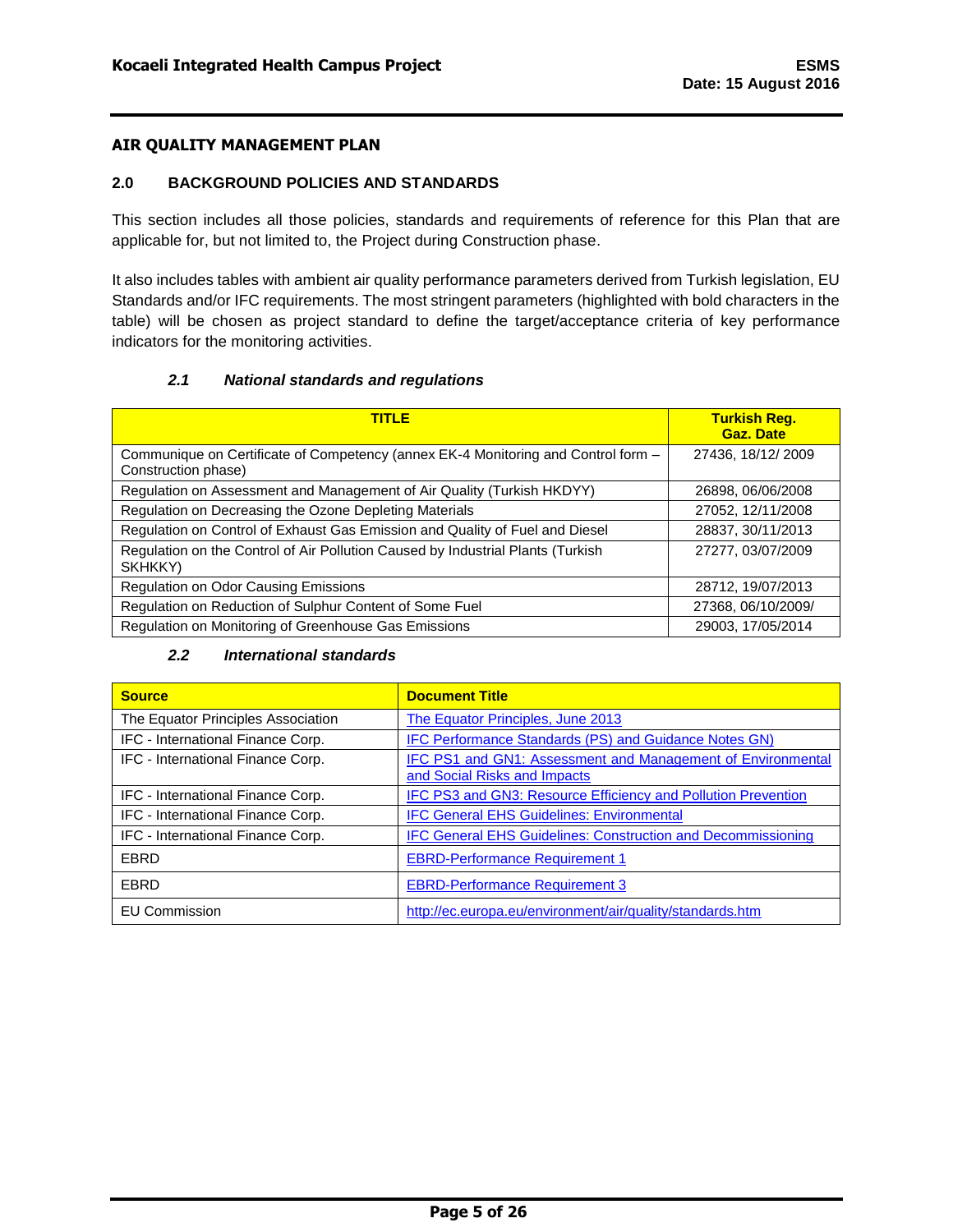## AIR QUALITY MANAGEMENT PLAN

## 2.0 BACKGROUND POLICIES AND STANDARDS

This section includes all those policies, standards and requirements of reference for this Plan that are applicable for, but not limited to, the Project during Construction phase.

It also includes tables with ambient air quality performance parameters derived from Turkish legislation, EU Standards and/or IFC requirements. The most stringent parameters (highlighted with bold characters in the table) will be chosen as project standard to define the target/acceptance criteria of key performance indicators for the monitoring activities.

### *2.1 National standards and regulations*

| TITLE | Turkish Reg. Gaz. Date |
|---|---|
| Communique on Certificate of Competency (annex EK-4 Monitoring and Control form – Construction phase) | 27436, 18/12/ 2009 |
| Regulation on Assessment and Management of Air Quality (Turkish HKDYY) | 26898, 06/06/2008 |
| Regulation on Decreasing the Ozone Depleting Materials | 27052, 12/11/2008 |
| Regulation on Control of Exhaust Gas Emission and Quality of Fuel and Diesel | 28837, 30/11/2013 |
| Regulation on the Control of Air Pollution Caused by Industrial Plants (Turkish SKHKKY) | 27277, 03/07/2009 |
| Regulation on Odor Causing Emissions | 28712, 19/07/2013 |
| Regulation on Reduction of Sulphur Content of Some Fuel | 27368, 06/10/2009/ |
| Regulation on Monitoring of Greenhouse Gas Emissions | 29003, 17/05/2014 |

### *2.2 International standards*

| Source | Document Title |
|---|---|
| The Equator Principles Association | The Equator Principles, June 2013 |
| IFC - International Finance Corp. | IFC Performance Standards (PS) and Guidance Notes GN) |
| IFC - International Finance Corp. | IFC PS1 and GN1: Assessment and Management of Environmental and Social Risks and Impacts |
| IFC - International Finance Corp. | IFC PS3 and GN3: Resource Efficiency and Pollution Prevention |
| IFC - International Finance Corp. | IFC General EHS Guidelines: Environmental |
| IFC - International Finance Corp. | IFC General EHS Guidelines: Construction and Decommissioning |
| EBRD | EBRD-Performance Requirement 1 |
| EBRD | EBRD-Performance Requirement 3 |
| EU Commission | http://ec.europa.eu/environment/air/quality/standards.htm |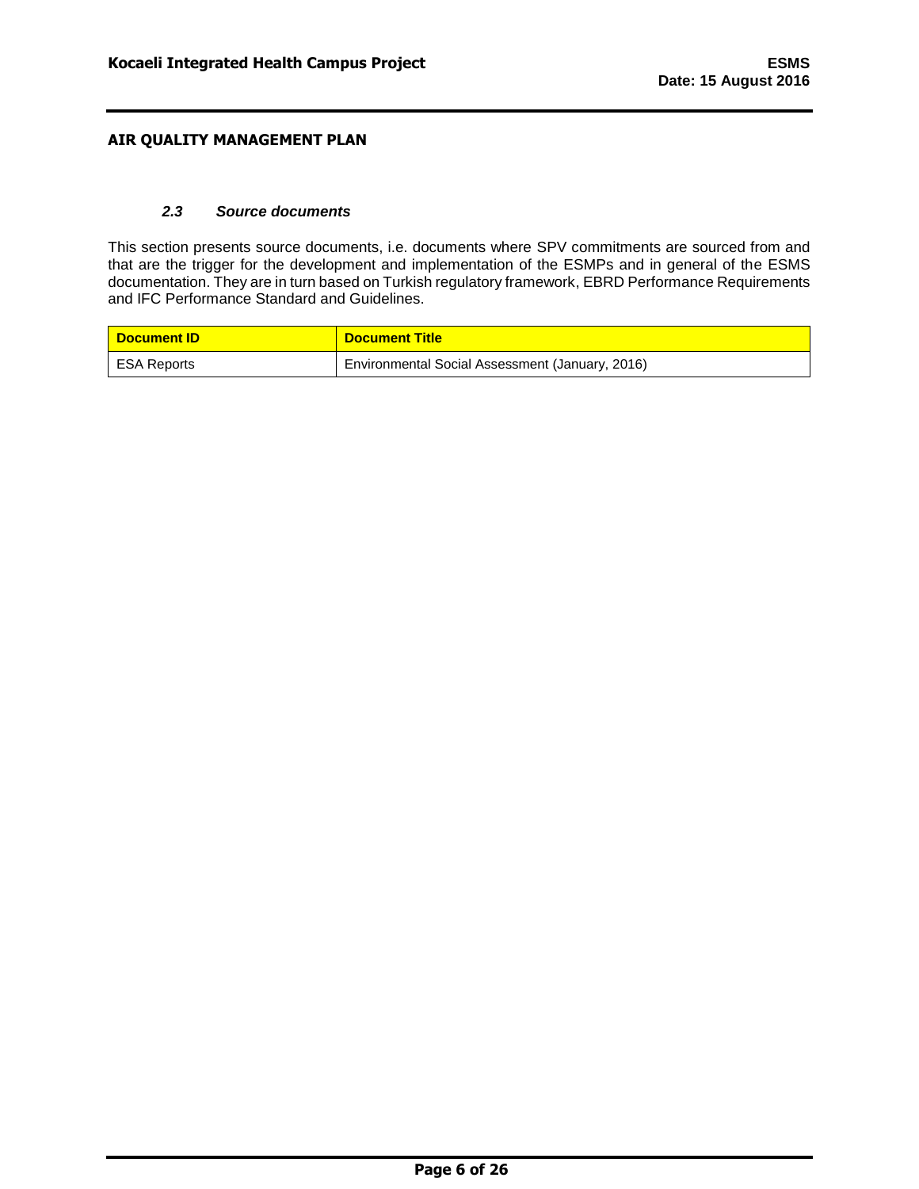### 2.3 Source documents

This section presents source documents, i.e. documents where SPV commitments are sourced from and that are the trigger for the development and implementation of the ESMPs and in general of the ESMS documentation. They are in turn based on Turkish regulatory framework, EBRD Performance Requirements and IFC Performance Standard and Guidelines.

| Document ID | Document Title |
|---|---|
| ESA Reports | Environmental Social Assessment (January, 2016) |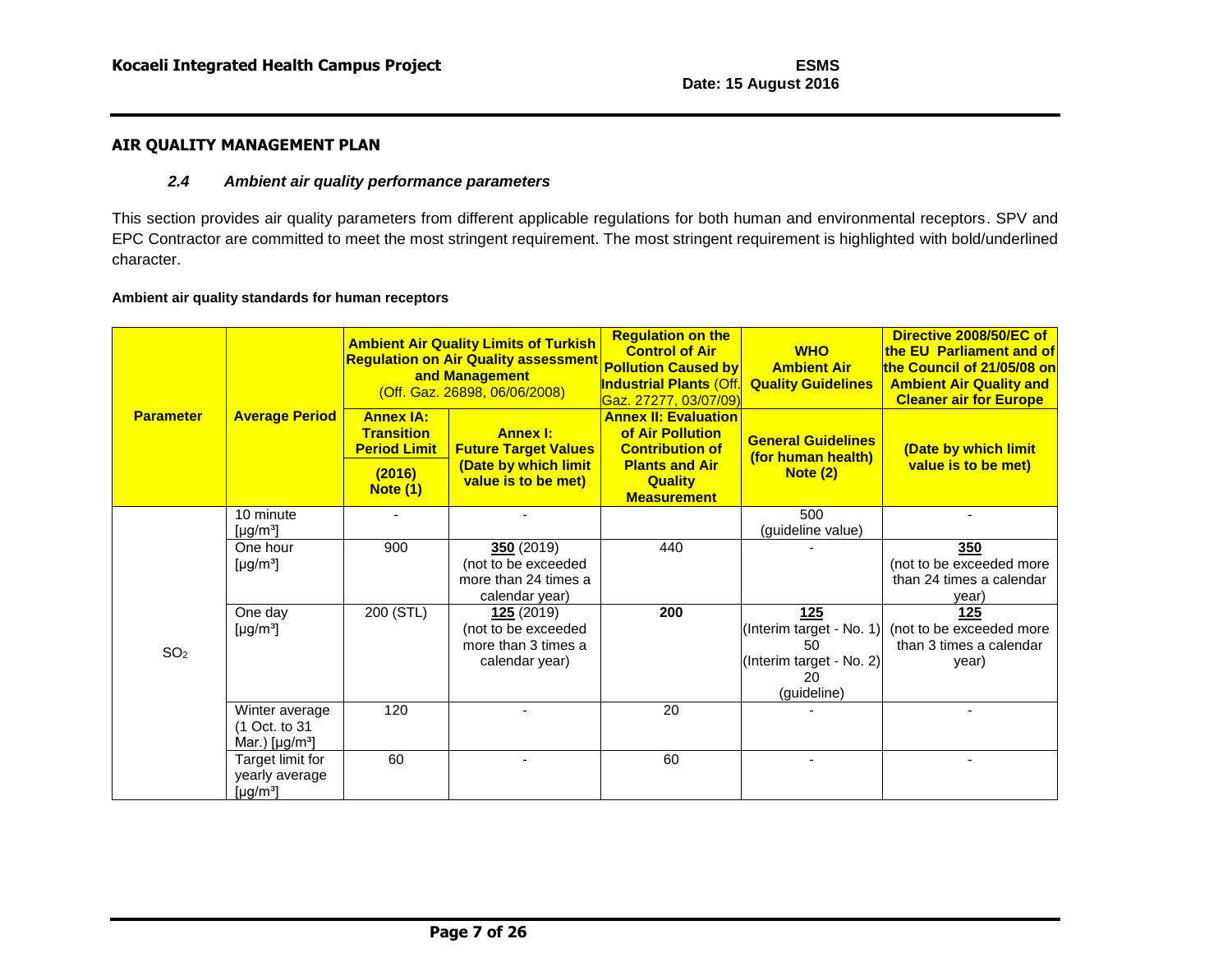## AIR QUALITY MANAGEMENT PLAN

### *2.4 Ambient air quality performance parameters*

This section provides air quality parameters from different applicable regulations for both human and environmental receptors. SPV and EPC Contractor are committed to meet the most stringent requirement. The most stringent requirement is highlighted with bold/underlined character.

**Ambient air quality standards for human receptors**

| Parameter | Average Period | **Ambient Air Quality Limits of Turkish Regulation on Air Quality assessment and Management** (Off. Gaz. 26898, 06/06/2008) | | **Regulation on the Control of Air Pollution Caused by Industrial Plants** (Off. Gaz. 27277, 03/07/09) | **WHO Ambient Air Quality Guidelines** | **Directive 2008/50/EC of the EU Parliament and of the Council of 21/05/08 on Ambient Air Quality and Cleaner air for Europe** |
|---|---|---|---|---|---|---|
| | | **Annex IA: Transition Period Limit (2016) Note (1)** | **Annex I: Future Target Values (Date by which limit value is to be met)** | **Annex II: Evaluation of Air Pollution Contribution of Plants and Air Quality Measurement** | **General Guidelines (for human health) Note (2)** | **(Date by which limit value is to be met)** |
| $SO_2$ | 10 minute [μg/m³] | - | - | | 500 (guideline value) | - |
| | One hour [μg/m³] | 900 | **<u>350</u>** (2019) (not to be exceeded more than 24 times a calendar year) | 440 | - | **<u>350</u>** (not to be exceeded more than 24 times a calendar year) |
| | One day [μg/m³] | 200 (STL) | **<u>125</u>** (2019) (not to be exceeded more than 3 times a calendar year) | **200** | **<u>125</u>** (Interim target - No. 1) 50 (Interim target - No. 2) 20 (guideline) | **<u>125</u>** (not to be exceeded more than 3 times a calendar year) |
| | Winter average (1 Oct. to 31 Mar.) [μg/m³] | 120 | - | 20 | - | - |
| | Target limit for yearly average [μg/m³] | 60 | - | 60 | - | - |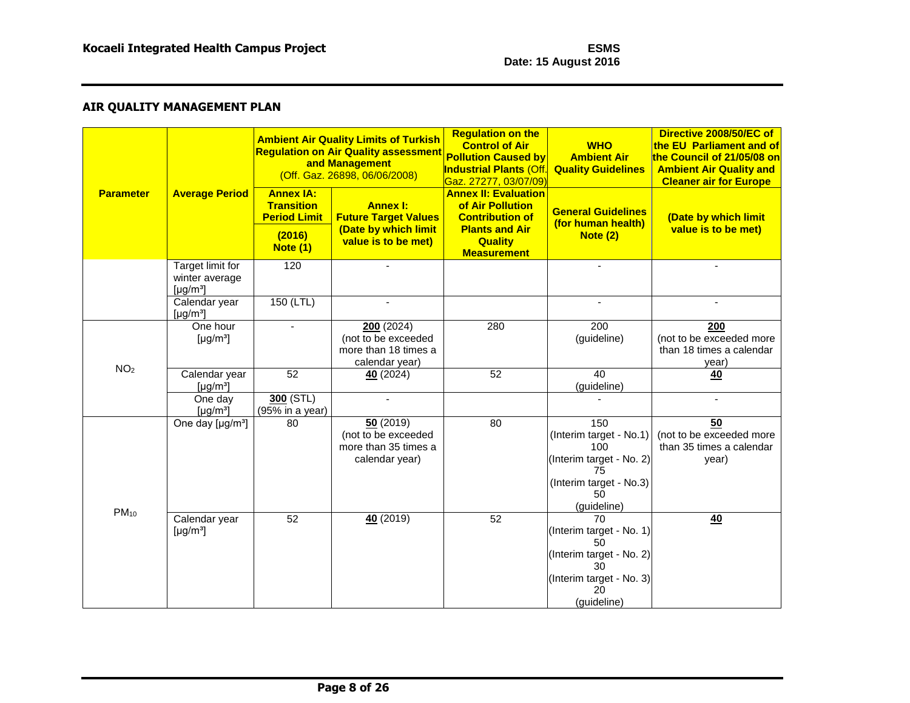## AIR QUALITY MANAGEMENT PLAN

| Parameter | Average Period | Ambient Air Quality Limits of Turkish Regulation on Air Quality assessment and Management (Off. Gaz. 26898, 06/06/2008) | | Regulation on the Control of Air Pollution Caused by Industrial Plants (Off. Gaz. 27277, 03/07/09) | WHO Ambient Air Quality Guidelines | Directive 2008/50/EC of the EU Parliament and of the Council of 21/05/08 on Ambient Air Quality and Cleaner air for Europe |
|---|---|---|---|---|---|---|
| | | **Annex IA: Transition Period Limit (2016) Note (1)** | **Annex I: Future Target Values (Date by which limit value is to be met)** | **Annex II: Evaluation of Air Pollution Contribution of Plants and Air Quality Measurement** | **General Guidelines (for human health) Note (2)** | **(Date by which limit value is to be met)** |
| | Target limit for winter average [μg/m³] | 120 | - | | - | - |
| | Calendar year [μg/m³] | 150 (LTL) | - | | - | - |
| $NO_2$ | One hour [μg/m³] | - | **200** (2024) (not to be exceeded more than 18 times a calendar year) | 280 | 200 (guideline) | **200** (not to be exceeded more than 18 times a calendar year) |
| | Calendar year [μg/m³] | 52 | **40** (2024) | 52 | 40 (guideline) | **40** |
| | One day [μg/m³] | **300** (STL) (95% in a year) | - | | - | - |
| $PM_{10}$ | One day [μg/m³] | 80 | **50** (2019) (not to be exceeded more than 35 times a calendar year) | 80 | 150 (Interim target - No.1) 100 (Interim target - No. 2) 75 (Interim target - No.3) 50 (guideline) | **50** (not to be exceeded more than 35 times a calendar year) |
| | Calendar year [μg/m³] | 52 | **40** (2019) | 52 | 70 (Interim target - No. 1) 50 (Interim target - No. 2) 30 (Interim target - No. 3) 20 (guideline) | **40** |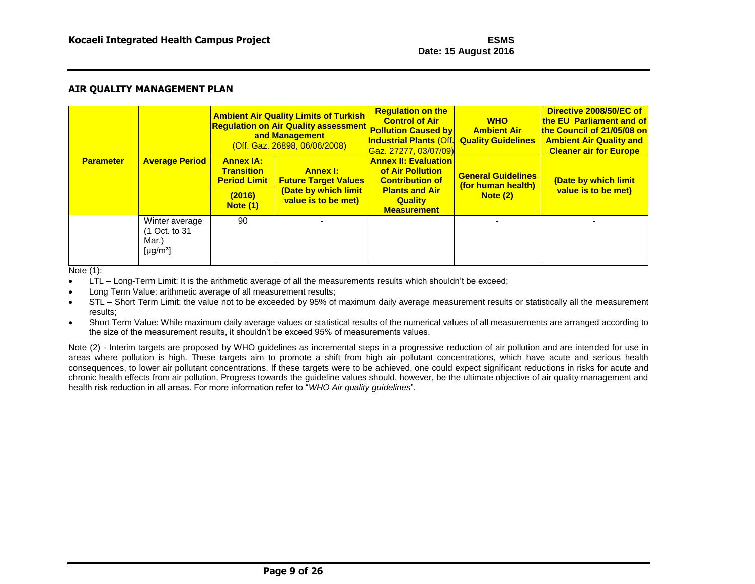## AIR QUALITY MANAGEMENT PLAN

| Parameter | Average Period | Ambient Air Quality Limits of Turkish Regulation on Air Quality assessment and Management (Off. Gaz. 26898, 06/06/2008) | | Regulation on the Control of Air Pollution Caused by Industrial Plants (Off. Gaz. 27277, 03/07/09) | WHO Ambient Air Quality Guidelines | Directive 2008/50/EC of the EU Parliament and of the Council of 21/05/08 on Ambient Air Quality and Cleaner air for Europe |
|---|---|---|---|---|---|---|
| | | Annex IA: Transition Period Limit (2016) Note (1) | Annex I: Future Target Values (Date by which limit value is to be met) | Annex II: Evaluation of Air Pollution Contribution of Plants and Air Quality Measurement | General Guidelines (for human health) Note (2) | (Date by which limit value is to be met) |
| | Winter average (1 Oct. to 31 Mar.) [µg/m³] | 90 | - | | - | - |

Note (1):

- LTL – Long-Term Limit: It is the arithmetic average of all the measurements results which shouldn't be exceed;
- Long Term Value: arithmetic average of all measurement results;
- STL – Short Term Limit: the value not to be exceeded by 95% of maximum daily average measurement results or statistically all the measurement results;
- Short Term Value: While maximum daily average values or statistical results of the numerical values of all measurements are arranged according to the size of the measurement results, it shouldn't be exceed 95% of measurements values.

Note (2) - Interim targets are proposed by WHO guidelines as incremental steps in a progressive reduction of air pollution and are intended for use in areas where pollution is high. These targets aim to promote a shift from high air pollutant concentrations, which have acute and serious health consequences, to lower air pollutant concentrations. If these targets were to be achieved, one could expect significant reductions in risks for acute and chronic health effects from air pollution. Progress towards the guideline values should, however, be the ultimate objective of air quality management and health risk reduction in all areas. For more information refer to "*WHO Air quality guidelines*".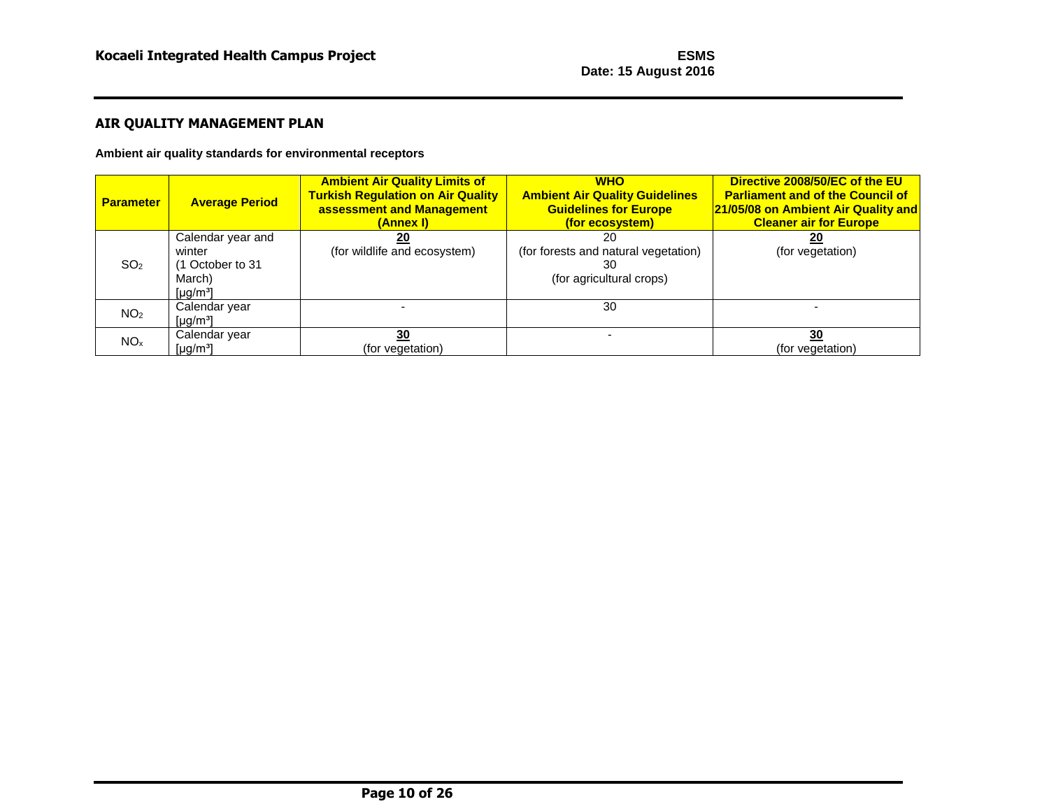## AIR QUALITY MANAGEMENT PLAN

**Ambient air quality standards for environmental receptors**

| Parameter | Average Period | Ambient Air Quality Limits of Turkish Regulation on Air Quality assessment and Management (Annex I) | WHO Ambient Air Quality Guidelines Guidelines for Europe (for ecosystem) | Directive 2008/50/EC of the EU Parliament and of the Council of 21/05/08 on Ambient Air Quality and Cleaner air for Europe |
|---|---|---|---|---|
| $SO_2$ | Calendar year and winter (1 October to 31 March) [μg/m³] | **20** (for wildlife and ecosystem) | 20 (for forests and natural vegetation) 30 (for agricultural crops) | **20** (for vegetation) |
| $NO_2$ | Calendar year [μg/m³] | - | 30 | - |
| $NO_x$ | Calendar year [μg/m³] | **30** (for vegetation) | - | **30** (for vegetation) |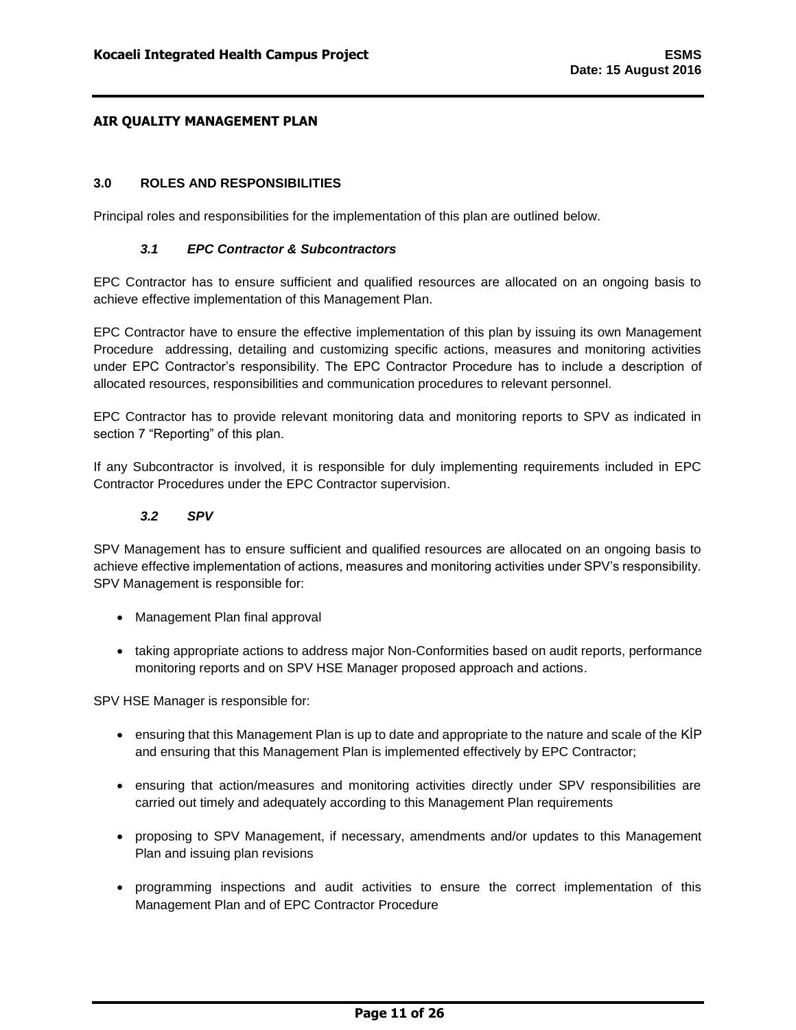# AIR QUALITY MANAGEMENT PLAN

## 3.0 ROLES AND RESPONSIBILITIES

Principal roles and responsibilities for the implementation of this plan are outlined below.

### *3.1 EPC Contractor & Subcontractors*

EPC Contractor has to ensure sufficient and qualified resources are allocated on an ongoing basis to achieve effective implementation of this Management Plan.

EPC Contractor have to ensure the effective implementation of this plan by issuing its own Management Procedure addressing, detailing and customizing specific actions, measures and monitoring activities under EPC Contractor's responsibility. The EPC Contractor Procedure has to include a description of allocated resources, responsibilities and communication procedures to relevant personnel.

EPC Contractor has to provide relevant monitoring data and monitoring reports to SPV as indicated in section 7 "Reporting" of this plan.

If any Subcontractor is involved, it is responsible for duly implementing requirements included in EPC Contractor Procedures under the EPC Contractor supervision.

### *3.2 SPV*

SPV Management has to ensure sufficient and qualified resources are allocated on an ongoing basis to achieve effective implementation of actions, measures and monitoring activities under SPV's responsibility. SPV Management is responsible for:

- Management Plan final approval
- taking appropriate actions to address major Non-Conformities based on audit reports, performance monitoring reports and on SPV HSE Manager proposed approach and actions.

SPV HSE Manager is responsible for:

- ensuring that this Management Plan is up to date and appropriate to the nature and scale of the KİP and ensuring that this Management Plan is implemented effectively by EPC Contractor;
- ensuring that action/measures and monitoring activities directly under SPV responsibilities are carried out timely and adequately according to this Management Plan requirements
- proposing to SPV Management, if necessary, amendments and/or updates to this Management Plan and issuing plan revisions
- programming inspections and audit activities to ensure the correct implementation of this Management Plan and of EPC Contractor Procedure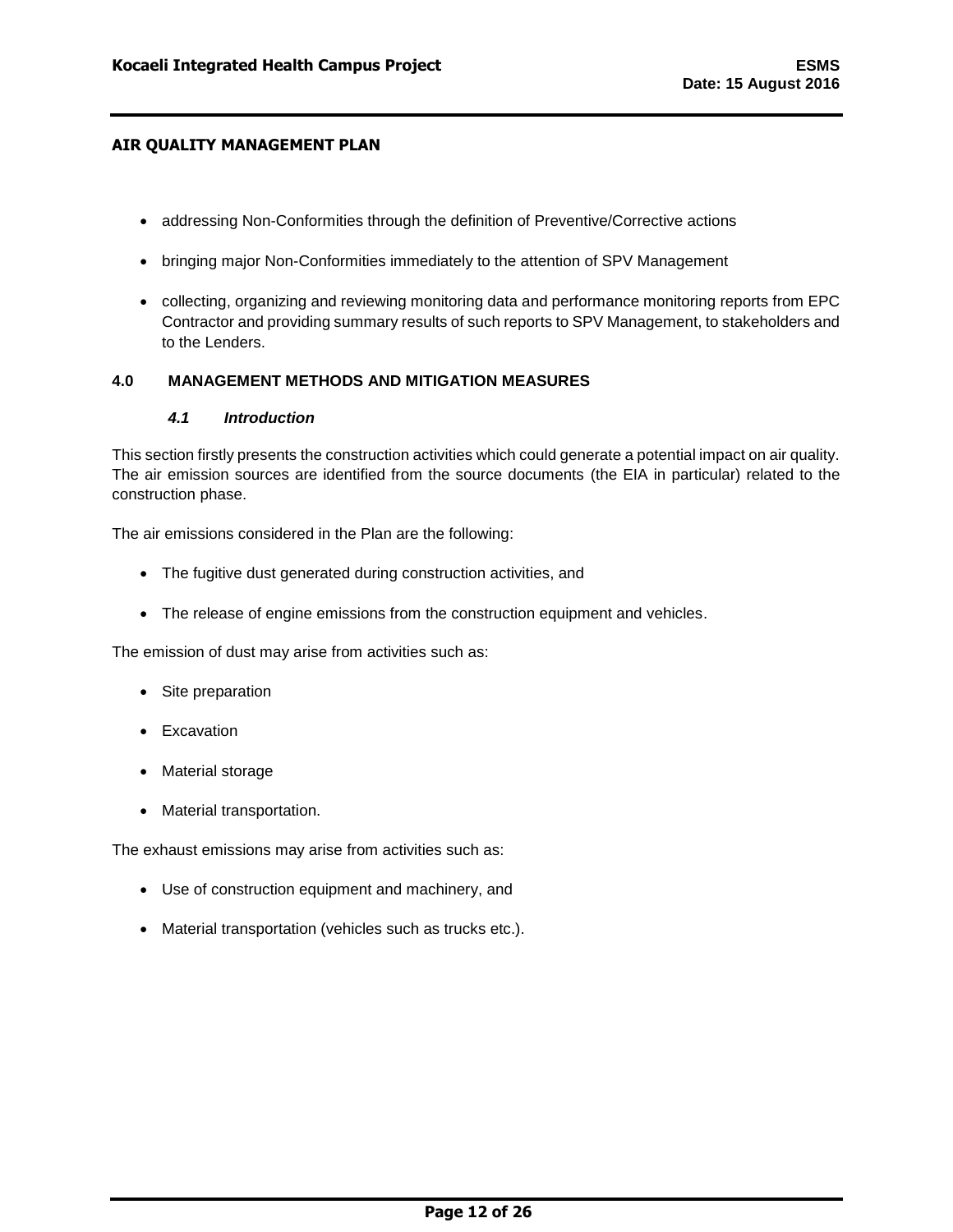- addressing Non-Conformities through the definition of Preventive/Corrective actions
- bringing major Non-Conformities immediately to the attention of SPV Management
- collecting, organizing and reviewing monitoring data and performance monitoring reports from EPC Contractor and providing summary results of such reports to SPV Management, to stakeholders and to the Lenders.

## 4.0 MANAGEMENT METHODS AND MITIGATION MEASURES

### *4.1 Introduction*

This section firstly presents the construction activities which could generate a potential impact on air quality. The air emission sources are identified from the source documents (the EIA in particular) related to the construction phase.

The air emissions considered in the Plan are the following:

- The fugitive dust generated during construction activities, and
- The release of engine emissions from the construction equipment and vehicles.

The emission of dust may arise from activities such as:

- Site preparation
- Excavation
- Material storage
- Material transportation.

The exhaust emissions may arise from activities such as:

- Use of construction equipment and machinery, and
- Material transportation (vehicles such as trucks etc.).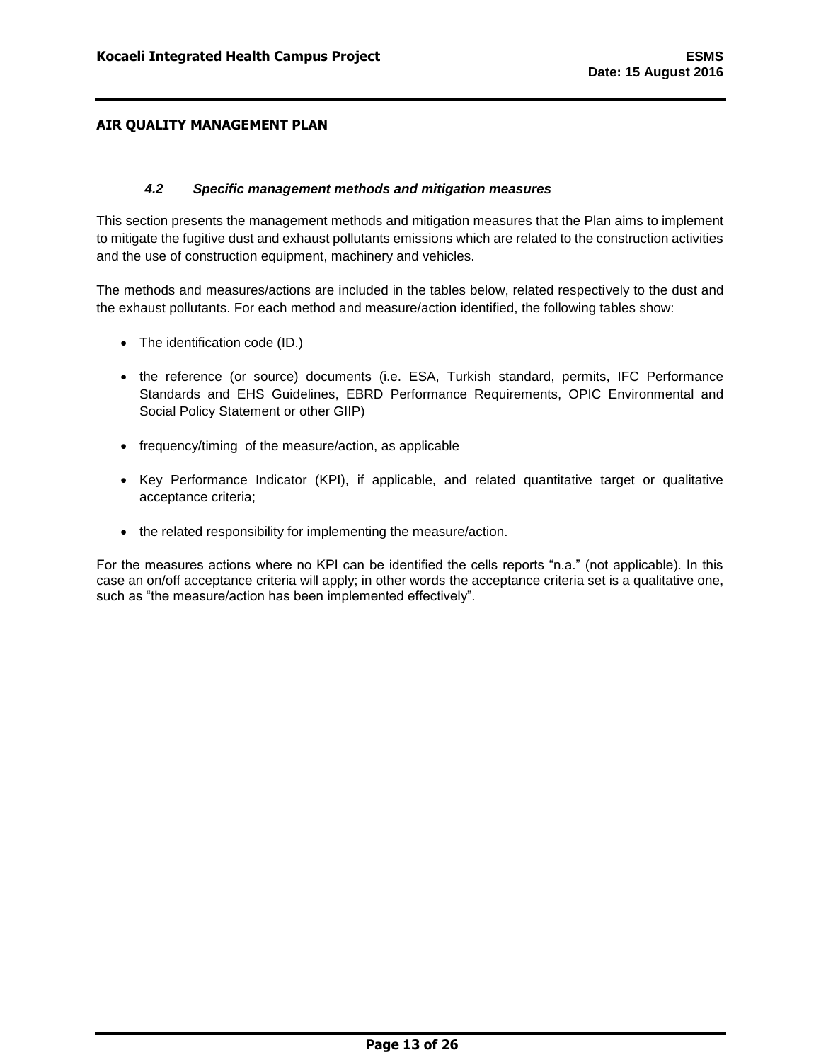**AIR QUALITY MANAGEMENT PLAN**

### *4.2 Specific management methods and mitigation measures*

This section presents the management methods and mitigation measures that the Plan aims to implement to mitigate the fugitive dust and exhaust pollutants emissions which are related to the construction activities and the use of construction equipment, machinery and vehicles.

The methods and measures/actions are included in the tables below, related respectively to the dust and the exhaust pollutants. For each method and measure/action identified, the following tables show:

- The identification code (ID.)
- the reference (or source) documents (i.e. ESA, Turkish standard, permits, IFC Performance Standards and EHS Guidelines, EBRD Performance Requirements, OPIC Environmental and Social Policy Statement or other GIIP)
- frequency/timing of the measure/action, as applicable
- Key Performance Indicator (KPI), if applicable, and related quantitative target or qualitative acceptance criteria;
- the related responsibility for implementing the measure/action.

For the measures actions where no KPI can be identified the cells reports "n.a." (not applicable). In this case an on/off acceptance criteria will apply; in other words the acceptance criteria set is a qualitative one, such as "the measure/action has been implemented effectively".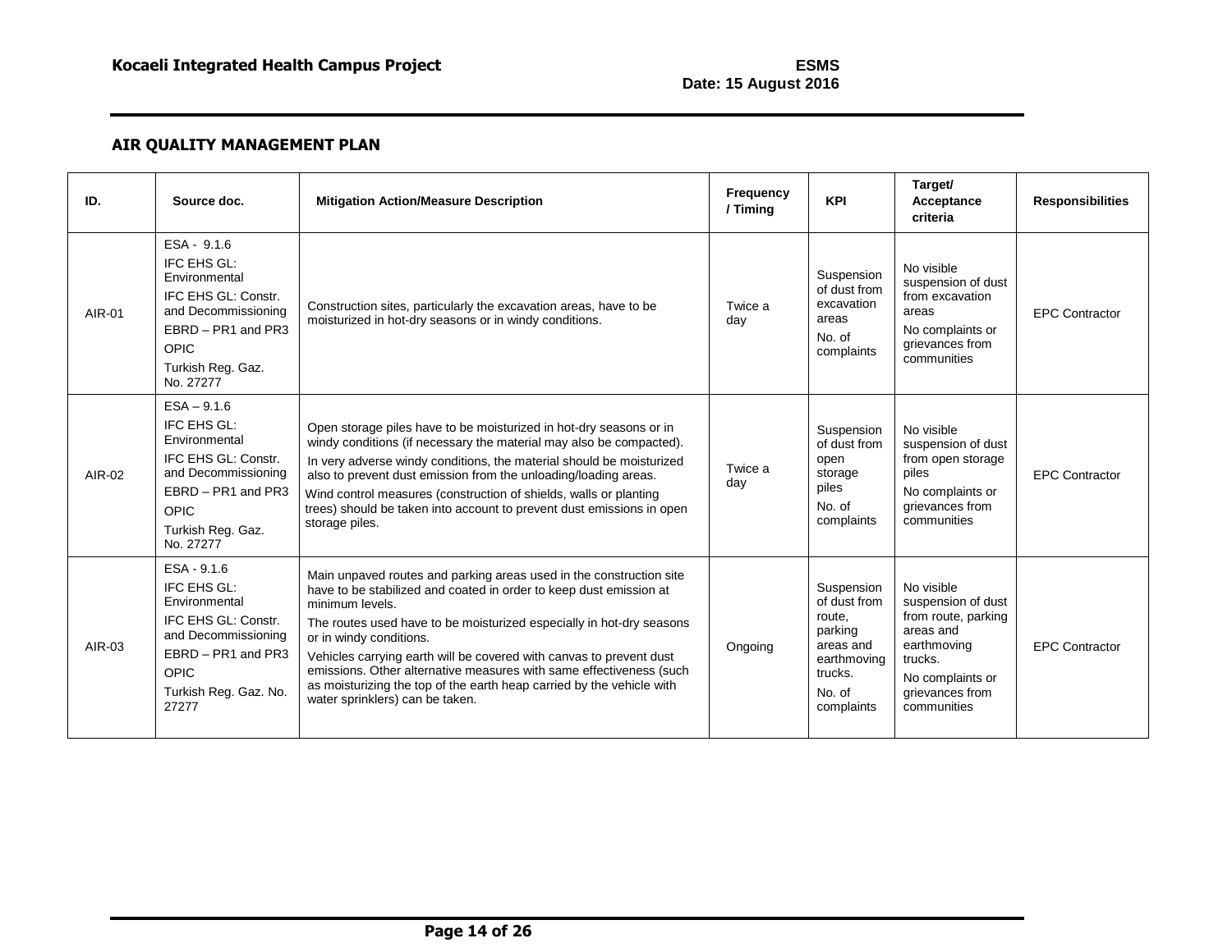## AIR QUALITY MANAGEMENT PLAN

| ID. | Source doc. | Mitigation Action/Measure Description | Frequency / Timing | KPI | Target/ Acceptance criteria | Responsibilities |
|---|---|---|---|---|---|---|
| AIR-01 | ESA - 9.1.6<br>IFC EHS GL: Environmental<br>IFC EHS GL: Constr. and Decommissioning<br>EBRD – PR1 and PR3<br>OPIC<br>Turkish Reg. Gaz. No. 27277 | Construction sites, particularly the excavation areas, have to be moisturized in hot-dry seasons or in windy conditions. | Twice a day | Suspension of dust from excavation areas<br>No. of complaints | No visible suspension of dust from excavation areas<br>No complaints or grievances from communities | EPC Contractor |
| AIR-02 | ESA – 9.1.6<br>IFC EHS GL: Environmental<br>IFC EHS GL: Constr. and Decommissioning<br>EBRD – PR1 and PR3<br>OPIC<br>Turkish Reg. Gaz. No. 27277 | Open storage piles have to be moisturized in hot-dry seasons or in windy conditions (if necessary the material may also be compacted).<br>In very adverse windy conditions, the material should be moisturized also to prevent dust emission from the unloading/loading areas.<br>Wind control measures (construction of shields, walls or planting trees) should be taken into account to prevent dust emissions in open storage piles. | Twice a day | Suspension of dust from open storage piles<br>No. of complaints | No visible suspension of dust from open storage piles<br>No complaints or grievances from communities | EPC Contractor |
| AIR-03 | ESA - 9.1.6<br>IFC EHS GL: Environmental<br>IFC EHS GL: Constr. and Decommissioning<br>EBRD – PR1 and PR3<br>OPIC<br>Turkish Reg. Gaz. No. 27277 | Main unpaved routes and parking areas used in the construction site have to be stabilized and coated in order to keep dust emission at minimum levels.<br>The routes used have to be moisturized especially in hot-dry seasons or in windy conditions.<br>Vehicles carrying earth will be covered with canvas to prevent dust emissions. Other alternative measures with same effectiveness (such as moisturizing the top of the earth heap carried by the vehicle with water sprinklers) can be taken. | Ongoing | Suspension of dust from route, parking areas and earthmoving trucks.<br>No. of complaints | No visible suspension of dust from route, parking areas and earthmoving trucks.<br>No complaints or grievances from communities | EPC Contractor |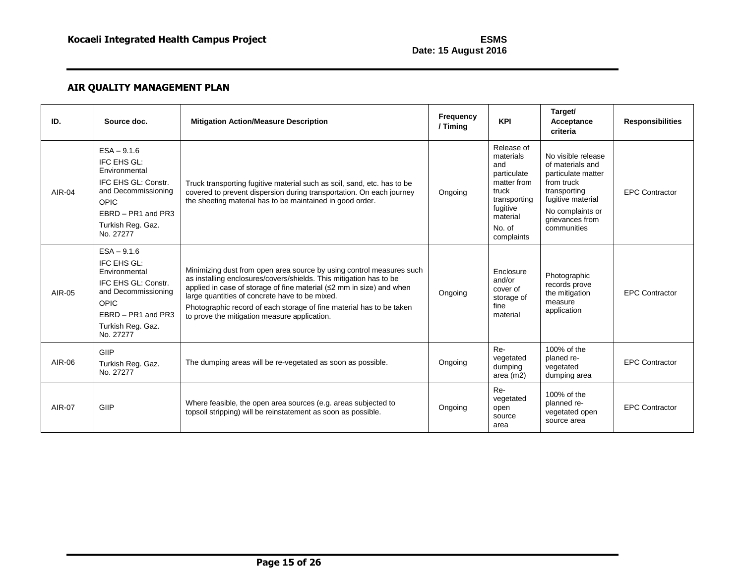## AIR QUALITY MANAGEMENT PLAN

| ID. | Source doc. | Mitigation Action/Measure Description | Frequency / Timing | KPI | Target/ Acceptance criteria | Responsibilities |
|---|---|---|---|---|---|---|
| AIR-04 | ESA – 9.1.6<br>IFC EHS GL: Environmental<br>IFC EHS GL: Constr. and Decommissioning<br>OPIC<br>EBRD – PR1 and PR3<br>Turkish Reg. Gaz. No. 27277 | Truck transporting fugitive material such as soil, sand, etc. has to be covered to prevent dispersion during transportation. On each journey the sheeting material has to be maintained in good order. | Ongoing | Release of materials and particulate matter from truck transporting fugitive material<br>No. of complaints | No visible release of materials and particulate matter from truck transporting fugitive material<br>No complaints or grievances from communities | EPC Contractor |
| AIR-05 | ESA – 9.1.6<br>IFC EHS GL: Environmental<br>IFC EHS GL: Constr. and Decommissioning<br>OPIC<br>EBRD – PR1 and PR3<br>Turkish Reg. Gaz. No. 27277 | Minimizing dust from open area source by using control measures such as installing enclosures/covers/shields. This mitigation has to be applied in case of storage of fine material (≤2 mm in size) and when large quantities of concrete have to be mixed.<br>Photographic record of each storage of fine material has to be taken to prove the mitigation measure application. | Ongoing | Enclosure and/or cover of storage of fine material | Photographic records prove the mitigation measure application | EPC Contractor |
| AIR-06 | GIIP<br>Turkish Reg. Gaz. No. 27277 | The dumping areas will be re-vegetated as soon as possible. | Ongoing | Re-vegetated dumping area (m2) | 100% of the planed re-vegetated dumping area | EPC Contractor |
| AIR-07 | GIIP | Where feasible, the open area sources (e.g. areas subjected to topsoil stripping) will be reinstatement as soon as possible. | Ongoing | Re-vegetated open source area | 100% of the planned re-vegetated open source area | EPC Contractor |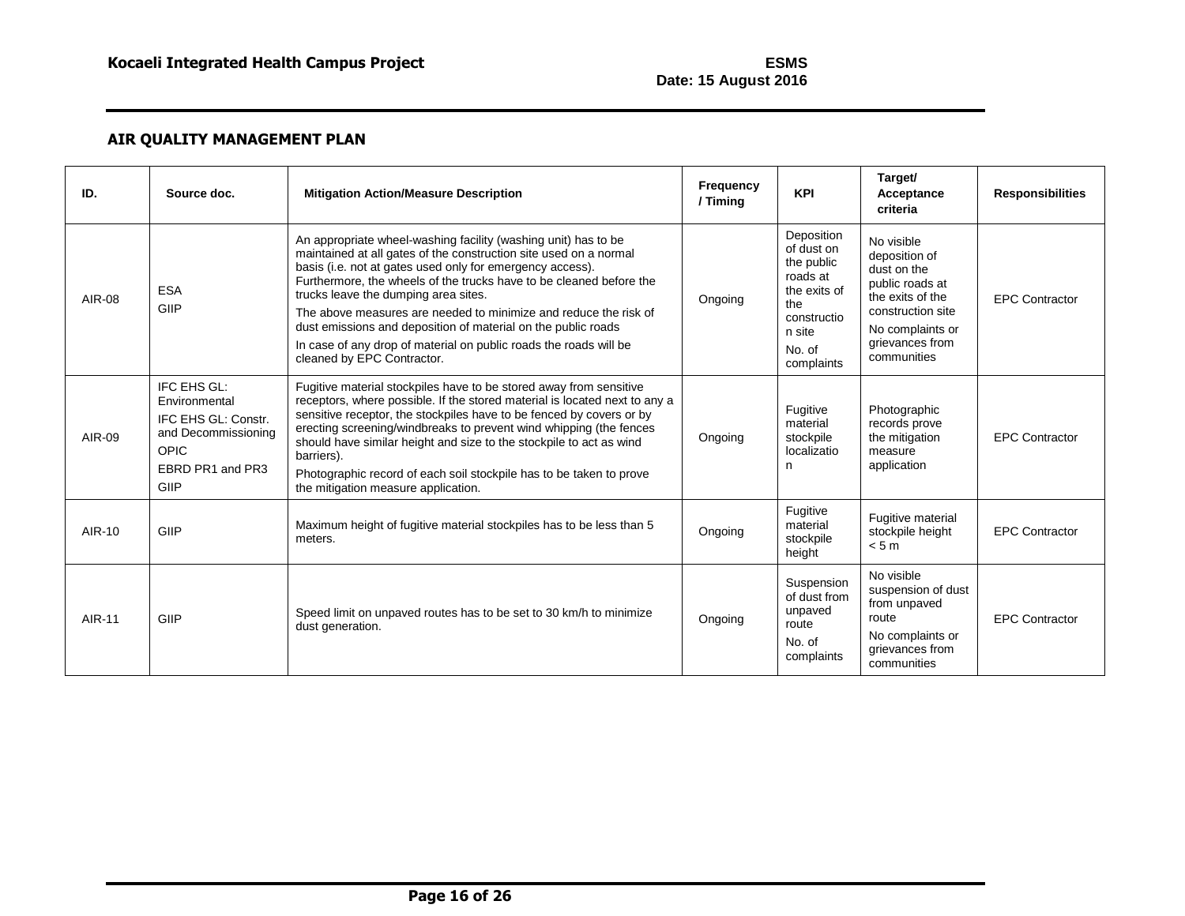## AIR QUALITY MANAGEMENT PLAN

| ID. | Source doc. | Mitigation Action/Measure Description | Frequency / Timing | KPI | Target/ Acceptance criteria | Responsibilities |
|---|---|---|---|---|---|---|
| AIR-08 | ESA<br>GIIP | An appropriate wheel-washing facility (washing unit) has to be maintained at all gates of the construction site used on a normal basis (i.e. not at gates used only for emergency access). Furthermore, the wheels of the trucks have to be cleaned before the trucks leave the dumping area sites.<br>The above measures are needed to minimize and reduce the risk of dust emissions and deposition of material on the public roads<br>In case of any drop of material on public roads the roads will be cleaned by EPC Contractor. | Ongoing | Deposition of dust on the public roads at the exits of the construction site<br>No. of complaints | No visible deposition of dust on the public roads at the exits of the construction site<br>No complaints or grievances from communities | EPC Contractor |
| AIR-09 | IFC EHS GL: Environmental<br>IFC EHS GL: Constr. and Decommissioning<br>OPIC<br>EBRD PR1 and PR3<br>GIIP | Fugitive material stockpiles have to be stored away from sensitive receptors, where possible. If the stored material is located next to any a sensitive receptor, the stockpiles have to be fenced by covers or by erecting screening/windbreaks to prevent wind whipping (the fences should have similar height and size to the stockpile to act as wind barriers).<br>Photographic record of each soil stockpile has to be taken to prove the mitigation measure application. | Ongoing | Fugitive material stockpile localization | Photographic records prove the mitigation measure application | EPC Contractor |
| AIR-10 | GIIP | Maximum height of fugitive material stockpiles has to be less than 5 meters. | Ongoing | Fugitive material stockpile height | Fugitive material stockpile height < 5 m | EPC Contractor |
| AIR-11 | GIIP | Speed limit on unpaved routes has to be set to 30 km/h to minimize dust generation. | Ongoing | Suspension of dust from unpaved route<br>No. of complaints | No visible suspension of dust from unpaved route<br>No complaints or grievances from communities | EPC Contractor |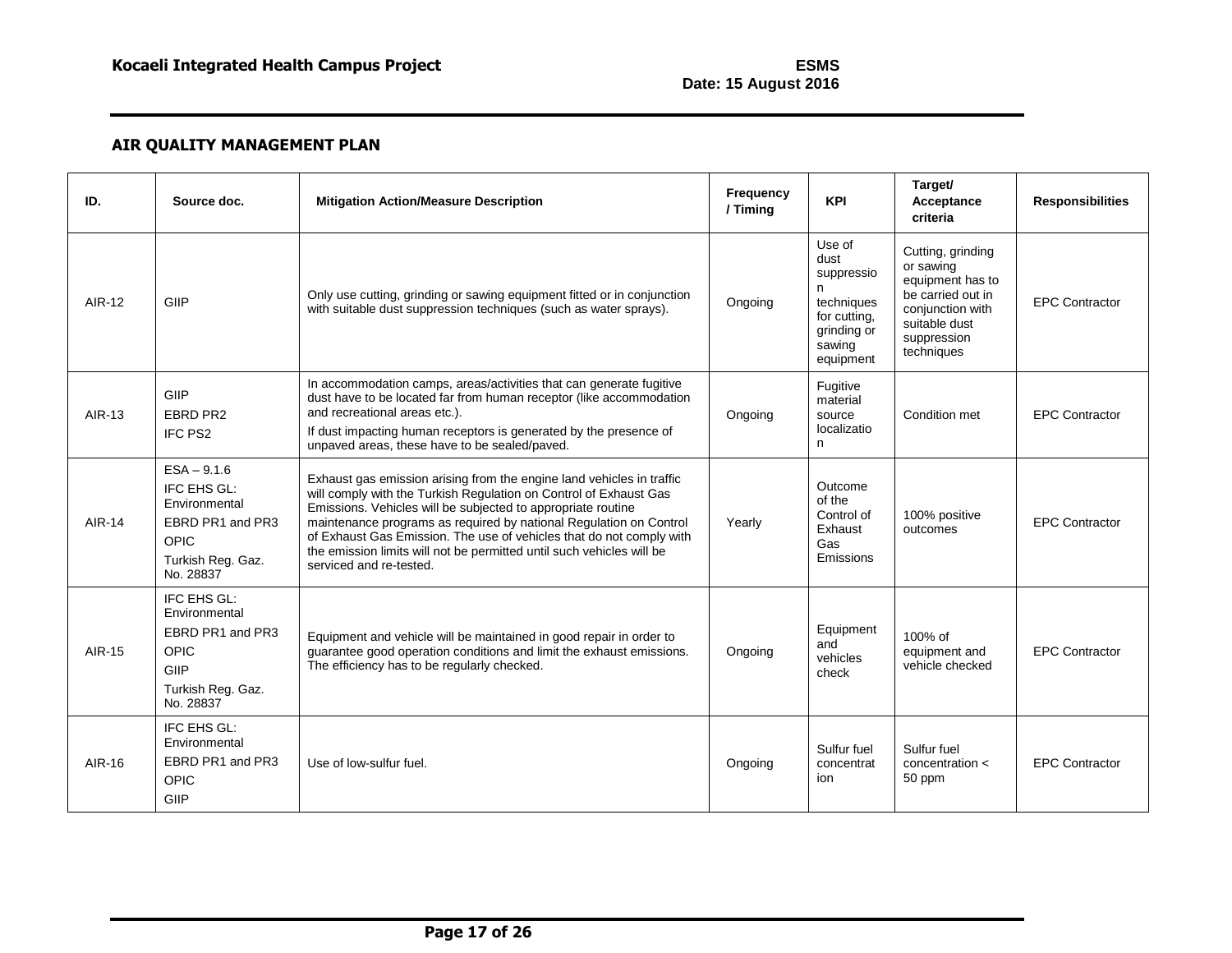## AIR QUALITY MANAGEMENT PLAN

| ID. | Source doc. | Mitigation Action/Measure Description | Frequency / Timing | KPI | Target/ Acceptance criteria | Responsibilities |
|---|---|---|---|---|---|---|
| AIR-12 | GIIP | Only use cutting, grinding or sawing equipment fitted or in conjunction with suitable dust suppression techniques (such as water sprays). | Ongoing | Use of dust suppression techniques for cutting, grinding or sawing equipment | Cutting, grinding or sawing equipment has to be carried out in conjunction with suitable dust suppression techniques | EPC Contractor |
| AIR-13 | GIIP<br>EBRD PR2<br>IFC PS2 | In accommodation camps, areas/activities that can generate fugitive dust have to be located far from human receptor (like accommodation and recreational areas etc.).<br>If dust impacting human receptors is generated by the presence of unpaved areas, these have to be sealed/paved. | Ongoing | Fugitive material source localization | Condition met | EPC Contractor |
| AIR-14 | ESA – 9.1.6<br>IFC EHS GL: Environmental<br>EBRD PR1 and PR3<br>OPIC<br>Turkish Reg. Gaz. No. 28837 | Exhaust gas emission arising from the engine land vehicles in traffic will comply with the Turkish Regulation on Control of Exhaust Gas Emissions. Vehicles will be subjected to appropriate routine maintenance programs as required by national Regulation on Control of Exhaust Gas Emission. The use of vehicles that do not comply with the emission limits will not be permitted until such vehicles will be serviced and re-tested. | Yearly | Outcome of the Control of Exhaust Gas Emissions | 100% positive outcomes | EPC Contractor |
| AIR-15 | IFC EHS GL: Environmental<br>EBRD PR1 and PR3<br>OPIC<br>GIIP<br>Turkish Reg. Gaz. No. 28837 | Equipment and vehicle will be maintained in good repair in order to guarantee good operation conditions and limit the exhaust emissions. The efficiency has to be regularly checked. | Ongoing | Equipment and vehicles check | 100% of equipment and vehicle checked | EPC Contractor |
| AIR-16 | IFC EHS GL: Environmental<br>EBRD PR1 and PR3<br>OPIC<br>GIIP | Use of low-sulfur fuel. | Ongoing | Sulfur fuel concentration | Sulfur fuel concentration < 50 ppm | EPC Contractor |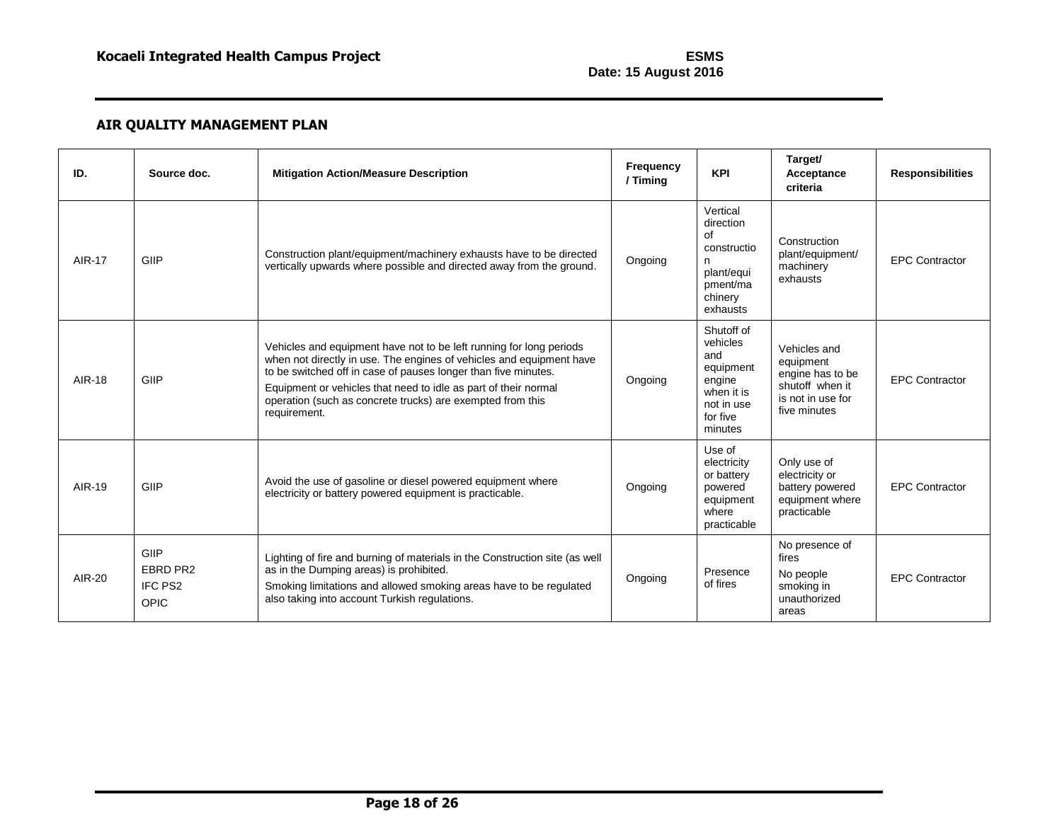## AIR QUALITY MANAGEMENT PLAN

| ID. | Source doc. | Mitigation Action/Measure Description | Frequency / Timing | KPI | Target/ Acceptance criteria | Responsibilities |
|---|---|---|---|---|---|---|
| AIR-17 | GIIP | Construction plant/equipment/machinery exhausts have to be directed vertically upwards where possible and directed away from the ground. | Ongoing | Vertical direction of construction plant/equipment/machinery exhausts | Construction plant/equipment/ machinery exhausts | EPC Contractor |
| AIR-18 | GIIP | Vehicles and equipment have not to be left running for long periods when not directly in use. The engines of vehicles and equipment have to be switched off in case of pauses longer than five minutes.<br>Equipment or vehicles that need to idle as part of their normal operation (such as concrete trucks) are exempted from this requirement. | Ongoing | Shutoff of vehicles and equipment engine when it is not in use for five minutes | Vehicles and equipment engine has to be shutoff when it is not in use for five minutes | EPC Contractor |
| AIR-19 | GIIP | Avoid the use of gasoline or diesel powered equipment where electricity or battery powered equipment is practicable. | Ongoing | Use of electricity or battery powered equipment where practicable | Only use of electricity or battery powered equipment where practicable | EPC Contractor |
| AIR-20 | GIIP<br>EBRD PR2<br>IFC PS2<br>OPIC | Lighting of fire and burning of materials in the Construction site (as well as in the Dumping areas) is prohibited.<br>Smoking limitations and allowed smoking areas have to be regulated also taking into account Turkish regulations. | Ongoing | Presence of fires | No presence of fires<br>No people smoking in unauthorized areas | EPC Contractor |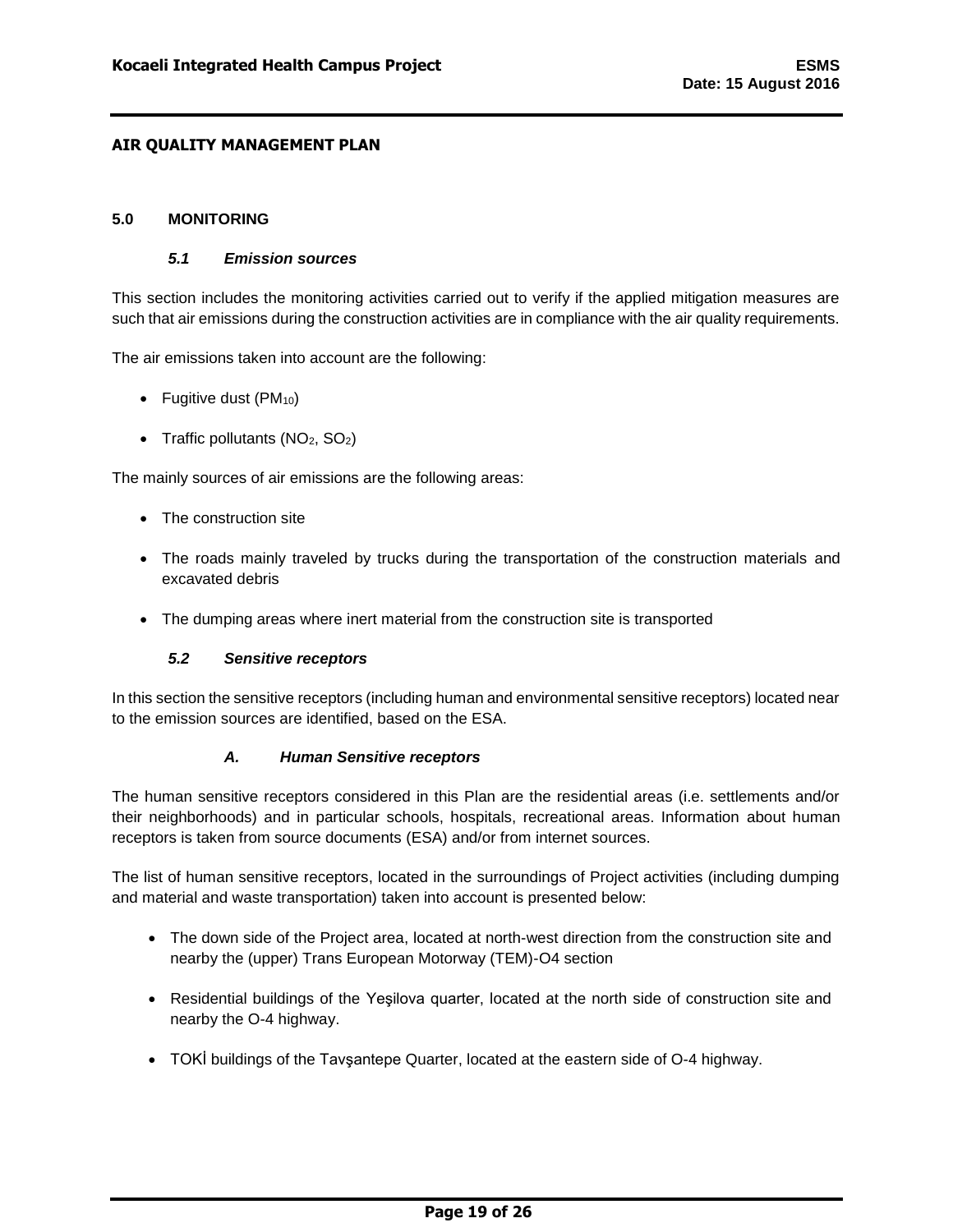## AIR QUALITY MANAGEMENT PLAN

## 5.0 MONITORING

### *5.1 Emission sources*

This section includes the monitoring activities carried out to verify if the applied mitigation measures are such that air emissions during the construction activities are in compliance with the air quality requirements.

The air emissions taken into account are the following:

- Fugitive dust ($PM_{10}$)
- Traffic pollutants ($NO_2$, $SO_2$)

The mainly sources of air emissions are the following areas:

- The construction site
- The roads mainly traveled by trucks during the transportation of the construction materials and excavated debris
- The dumping areas where inert material from the construction site is transported

### *5.2 Sensitive receptors*

In this section the sensitive receptors (including human and environmental sensitive receptors) located near to the emission sources are identified, based on the ESA.

#### *A. Human Sensitive receptors*

The human sensitive receptors considered in this Plan are the residential areas (i.e. settlements and/or their neighborhoods) and in particular schools, hospitals, recreational areas. Information about human receptors is taken from source documents (ESA) and/or from internet sources.

The list of human sensitive receptors, located in the surroundings of Project activities (including dumping and material and waste transportation) taken into account is presented below:

- The down side of the Project area, located at north-west direction from the construction site and nearby the (upper) Trans European Motorway (TEM)-O4 section
- Residential buildings of the Yeşilova quarter, located at the north side of construction site and nearby the O-4 highway.
- TOKİ buildings of the Tavşantepe Quarter, located at the eastern side of O-4 highway.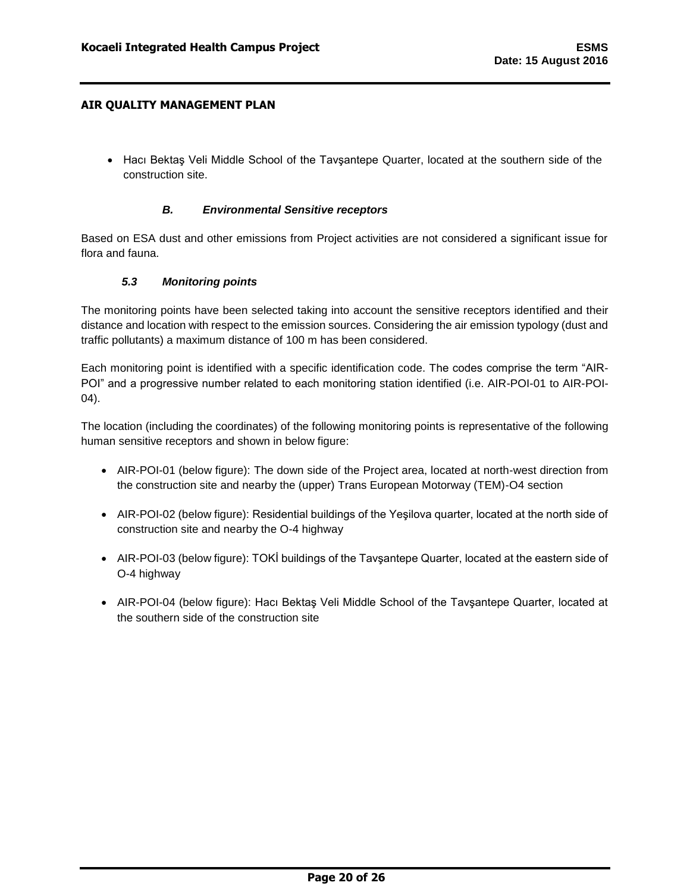- Hacı Bektaş Veli Middle School of the Tavşantepe Quarter, located at the southern side of the construction site.

#### *B. Environmental Sensitive receptors*

Based on ESA dust and other emissions from Project activities are not considered a significant issue for flora and fauna.

### *5.3 Monitoring points*

The monitoring points have been selected taking into account the sensitive receptors identified and their distance and location with respect to the emission sources. Considering the air emission typology (dust and traffic pollutants) a maximum distance of 100 m has been considered.

Each monitoring point is identified with a specific identification code. The codes comprise the term "AIR-POI" and a progressive number related to each monitoring station identified (i.e. AIR-POI-01 to AIR-POI-04).

The location (including the coordinates) of the following monitoring points is representative of the following human sensitive receptors and shown in below figure:

- AIR-POI-01 (below figure): The down side of the Project area, located at north-west direction from the construction site and nearby the (upper) Trans European Motorway (TEM)-O4 section

- AIR-POI-02 (below figure): Residential buildings of the Yeşilova quarter, located at the north side of construction site and nearby the O-4 highway

- AIR-POI-03 (below figure): TOKİ buildings of the Tavşantepe Quarter, located at the eastern side of O-4 highway

- AIR-POI-04 (below figure): Hacı Bektaş Veli Middle School of the Tavşantepe Quarter, located at the southern side of the construction site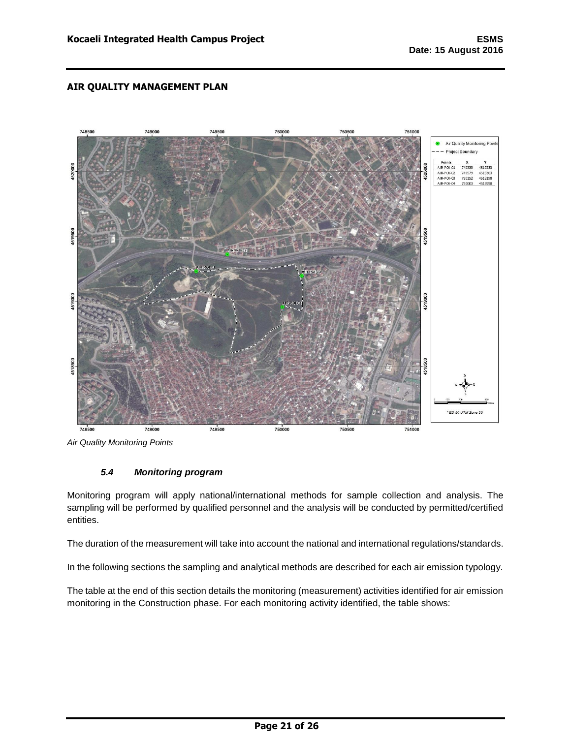**AIR QUALITY MANAGEMENT PLAN**

*Air Quality Monitoring Points*

### *5.4 Monitoring program*

Monitoring program will apply national/international methods for sample collection and analysis. The sampling will be performed by qualified personnel and the analysis will be conducted by permitted/certified entities.

The duration of the measurement will take into account the national and international regulations/standards.

In the following sections the sampling and analytical methods are described for each air emission typology.

The table at the end of this section details the monitoring (measurement) activities identified for air emission monitoring in the Construction phase. For each monitoring activity identified, the table shows: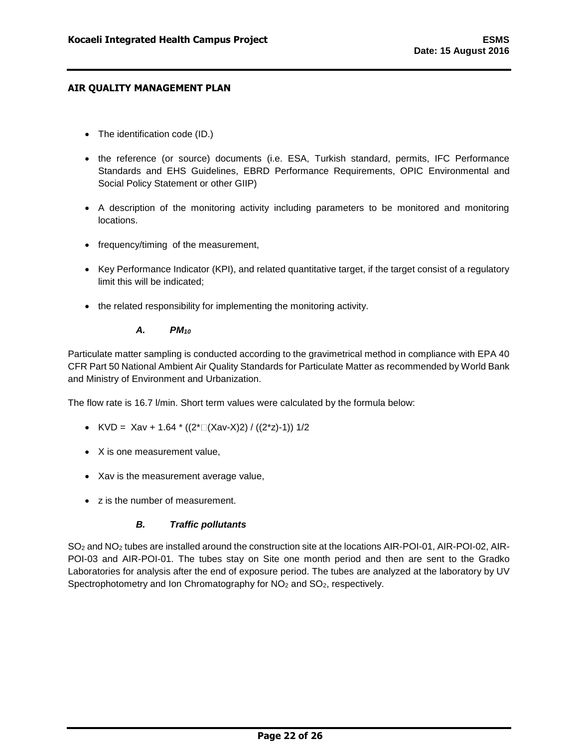## AIR QUALITY MANAGEMENT PLAN

- The identification code (ID.)
- the reference (or source) documents (i.e. ESA, Turkish standard, permits, IFC Performance Standards and EHS Guidelines, EBRD Performance Requirements, OPIC Environmental and Social Policy Statement or other GIIP)
- A description of the monitoring activity including parameters to be monitored and monitoring locations.
- frequency/timing of the measurement,
- Key Performance Indicator (KPI), and related quantitative target, if the target consist of a regulatory limit this will be indicated;
- the related responsibility for implementing the monitoring activity.

### *A. $PM_{10}$*

Particulate matter sampling is conducted according to the gravimetrical method in compliance with EPA 40 CFR Part 50 National Ambient Air Quality Standards for Particulate Matter as recommended by World Bank and Ministry of Environment and Urbanization.

The flow rate is 16.7 l/min. Short term values were calculated by the formula below:

- KVD = Xav + 1.64 * ((2*□(Xav-X)2) / ((2*z)-1)) 1/2
- X is one measurement value,
- Xav is the measurement average value,
- z is the number of measurement.

### *B. Traffic pollutants*

$SO_2$ and $NO_2$ tubes are installed around the construction site at the locations AIR-POI-01, AIR-POI-02, AIR-POI-03 and AIR-POI-01. The tubes stay on Site one month period and then are sent to the Gradko Laboratories for analysis after the end of exposure period. The tubes are analyzed at the laboratory by UV Spectrophotometry and Ion Chromatography for $NO_2$ and $SO_2$, respectively.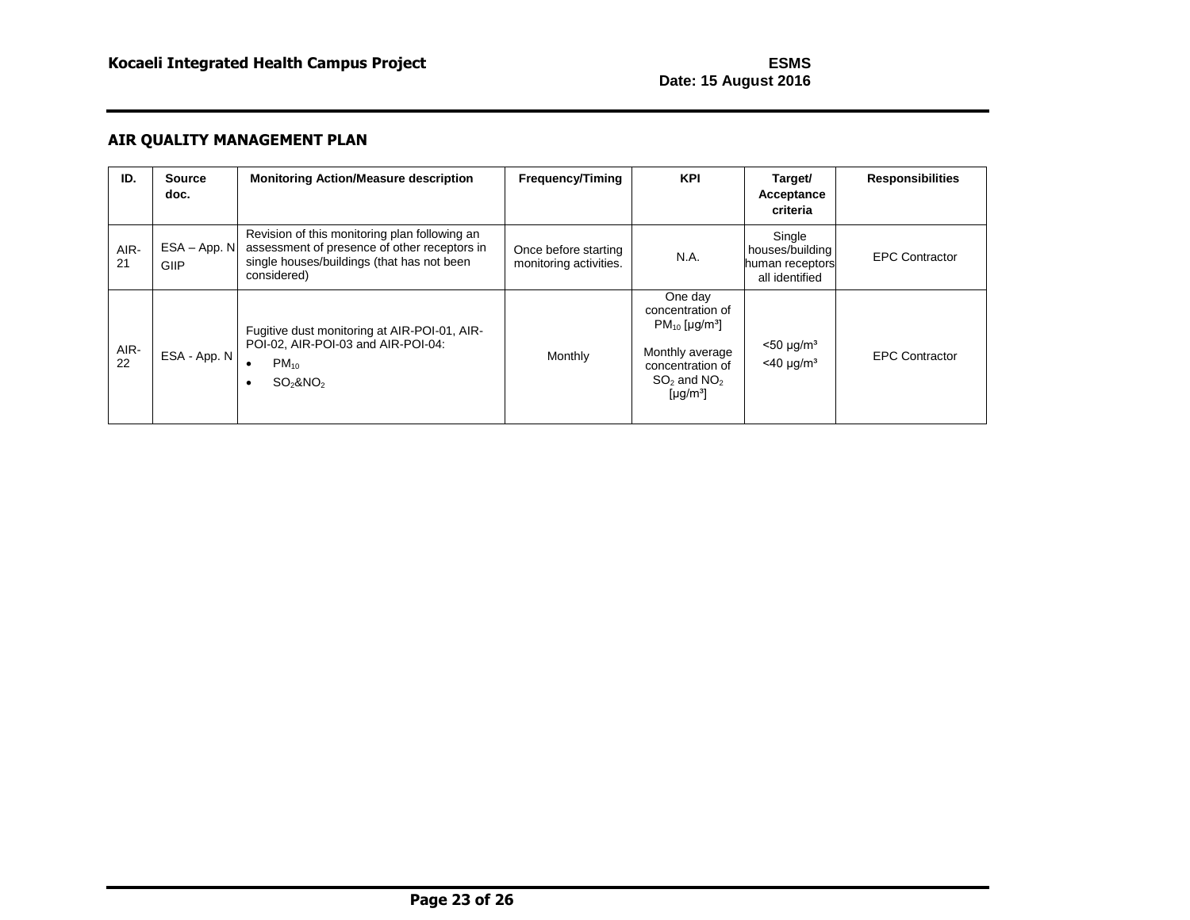## AIR QUALITY MANAGEMENT PLAN

| ID. | Source doc. | Monitoring Action/Measure description | Frequency/Timing | KPI | Target/ Acceptance criteria | Responsibilities |
|---|---|---|---|---|---|---|
| AIR-21 | ESA – App. N GIIP | Revision of this monitoring plan following an assessment of presence of other receptors in single houses/buildings (that has not been considered) | Once before starting monitoring activities. | N.A. | Single houses/building human receptors all identified | EPC Contractor |
| AIR-22 | ESA - App. N | Fugitive dust monitoring at AIR-POI-01, AIR-POI-02, AIR-POI-03 and AIR-POI-04: <br> • $PM_{10}$ <br> • $SO_2$&$NO_2$ | Monthly | One day concentration of $PM_{10}$ [μg/m³] <br> Monthly average concentration of $SO_2$ and $NO_2$ [μg/m³] | <50 μg/m³ <br> <40 μg/m³ | EPC Contractor |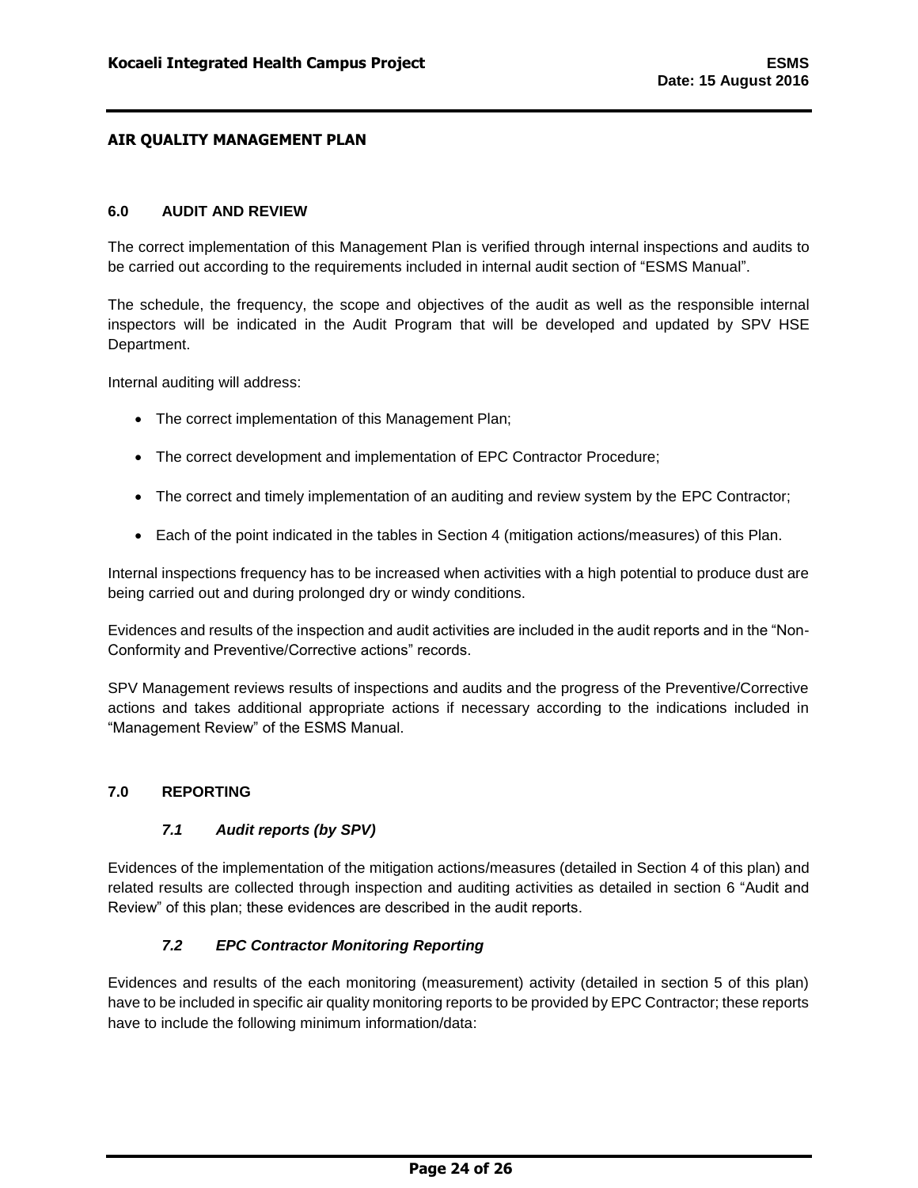**AIR QUALITY MANAGEMENT PLAN**

## 6.0 AUDIT AND REVIEW

The correct implementation of this Management Plan is verified through internal inspections and audits to be carried out according to the requirements included in internal audit section of “ESMS Manual”.

The schedule, the frequency, the scope and objectives of the audit as well as the responsible internal inspectors will be indicated in the Audit Program that will be developed and updated by SPV HSE Department.

Internal auditing will address:

- The correct implementation of this Management Plan;
- The correct development and implementation of EPC Contractor Procedure;
- The correct and timely implementation of an auditing and review system by the EPC Contractor;
- Each of the point indicated in the tables in Section 4 (mitigation actions/measures) of this Plan.

Internal inspections frequency has to be increased when activities with a high potential to produce dust are being carried out and during prolonged dry or windy conditions.

Evidences and results of the inspection and audit activities are included in the audit reports and in the “Non-Conformity and Preventive/Corrective actions” records.

SPV Management reviews results of inspections and audits and the progress of the Preventive/Corrective actions and takes additional appropriate actions if necessary according to the indications included in “Management Review” of the ESMS Manual.

## 7.0 REPORTING

### *7.1 Audit reports (by SPV)*

Evidences of the implementation of the mitigation actions/measures (detailed in Section 4 of this plan) and related results are collected through inspection and auditing activities as detailed in section 6 “Audit and Review” of this plan; these evidences are described in the audit reports.

### *7.2 EPC Contractor Monitoring Reporting*

Evidences and results of the each monitoring (measurement) activity (detailed in section 5 of this plan) have to be included in specific air quality monitoring reports to be provided by EPC Contractor; these reports have to include the following minimum information/data: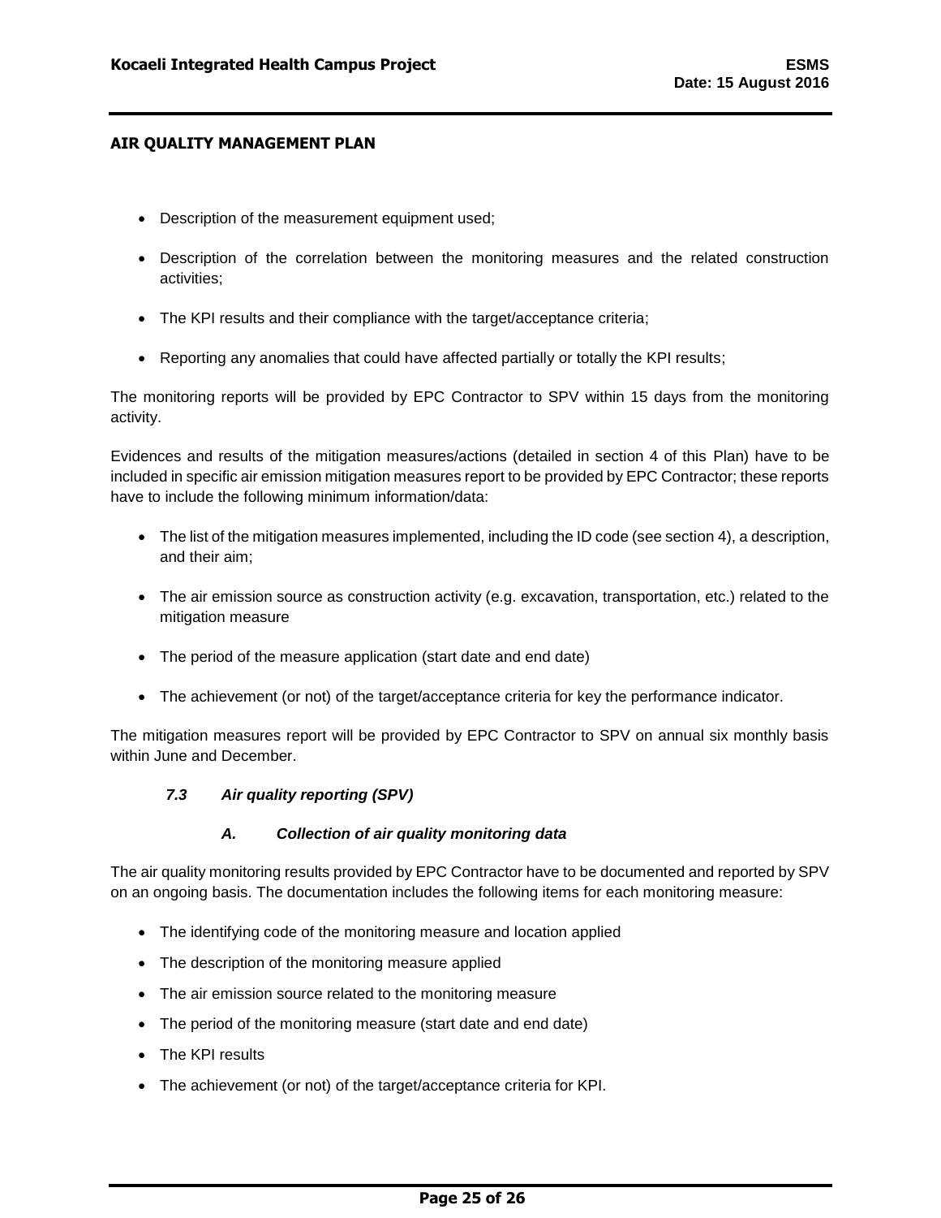- Description of the measurement equipment used;
- Description of the correlation between the monitoring measures and the related construction activities;
- The KPI results and their compliance with the target/acceptance criteria;
- Reporting any anomalies that could have affected partially or totally the KPI results;

The monitoring reports will be provided by EPC Contractor to SPV within 15 days from the monitoring activity.

Evidences and results of the mitigation measures/actions (detailed in section 4 of this Plan) have to be included in specific air emission mitigation measures report to be provided by EPC Contractor; these reports have to include the following minimum information/data:

- The list of the mitigation measures implemented, including the ID code (see section 4), a description, and their aim;
- The air emission source as construction activity (e.g. excavation, transportation, etc.) related to the mitigation measure
- The period of the measure application (start date and end date)
- The achievement (or not) of the target/acceptance criteria for key the performance indicator.

The mitigation measures report will be provided by EPC Contractor to SPV on annual six monthly basis within June and December.

### *7.3 Air quality reporting (SPV)*

#### *A. Collection of air quality monitoring data*

The air quality monitoring results provided by EPC Contractor have to be documented and reported by SPV on an ongoing basis. The documentation includes the following items for each monitoring measure:

- The identifying code of the monitoring measure and location applied
- The description of the monitoring measure applied
- The air emission source related to the monitoring measure
- The period of the monitoring measure (start date and end date)
- The KPI results
- The achievement (or not) of the target/acceptance criteria for KPI.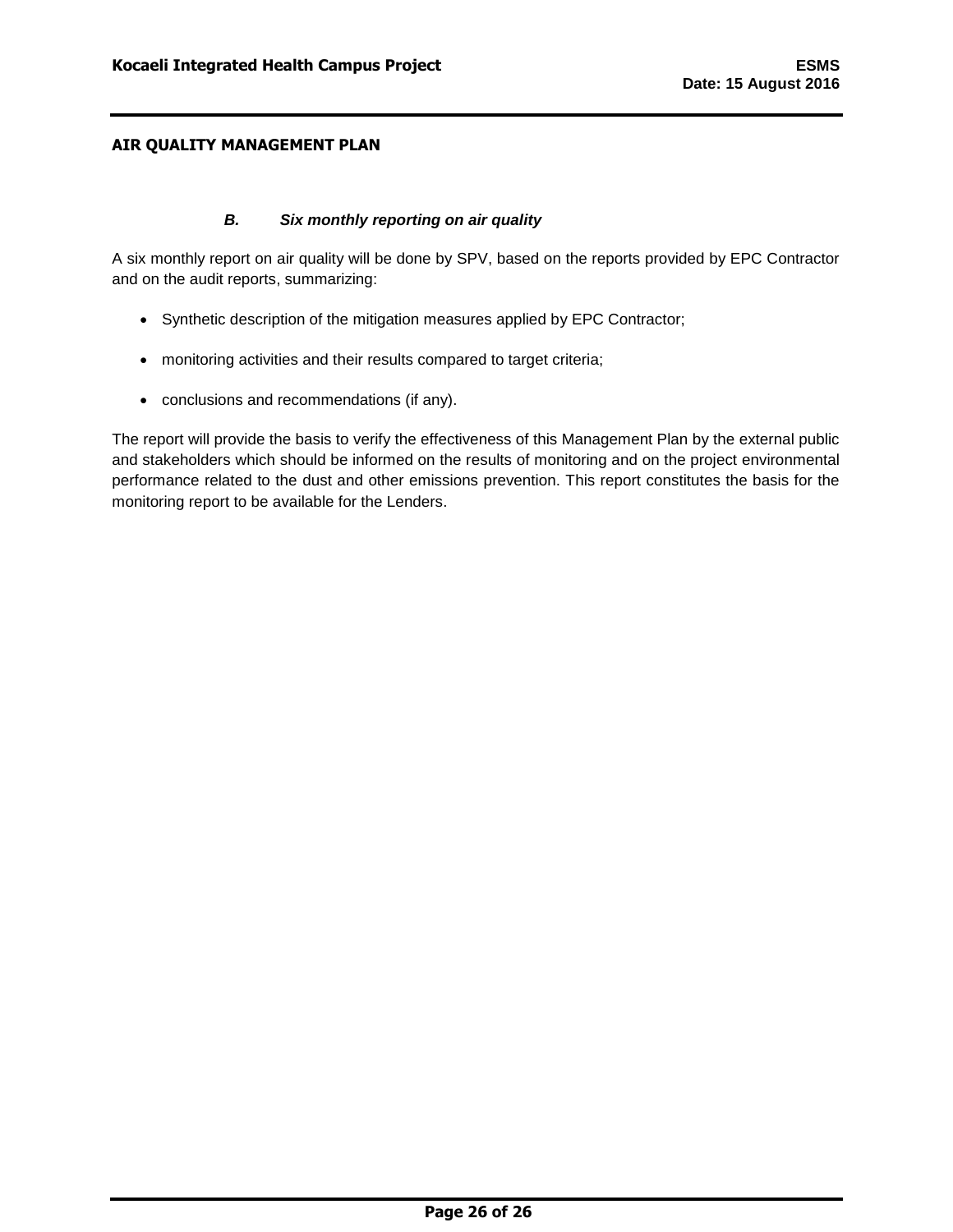### *B. Six monthly reporting on air quality*

A six monthly report on air quality will be done by SPV, based on the reports provided by EPC Contractor and on the audit reports, summarizing:

- Synthetic description of the mitigation measures applied by EPC Contractor;
- monitoring activities and their results compared to target criteria;
- conclusions and recommendations (if any).

The report will provide the basis to verify the effectiveness of this Management Plan by the external public and stakeholders which should be informed on the results of monitoring and on the project environmental performance related to the dust and other emissions prevention. This report constitutes the basis for the monitoring report to be available for the Lenders.